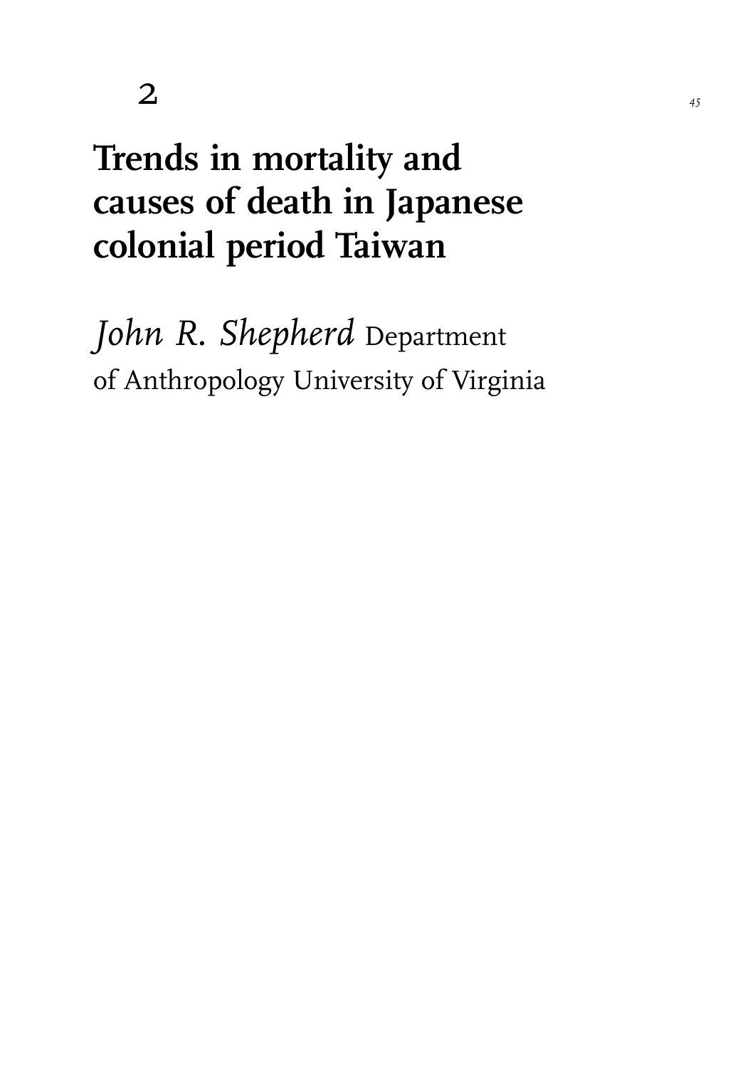# 2

# Trends in mortality and causes of death in Japanese colonial period Taiwan

*John R. Shepherd* Department of Anthropology University of Virginia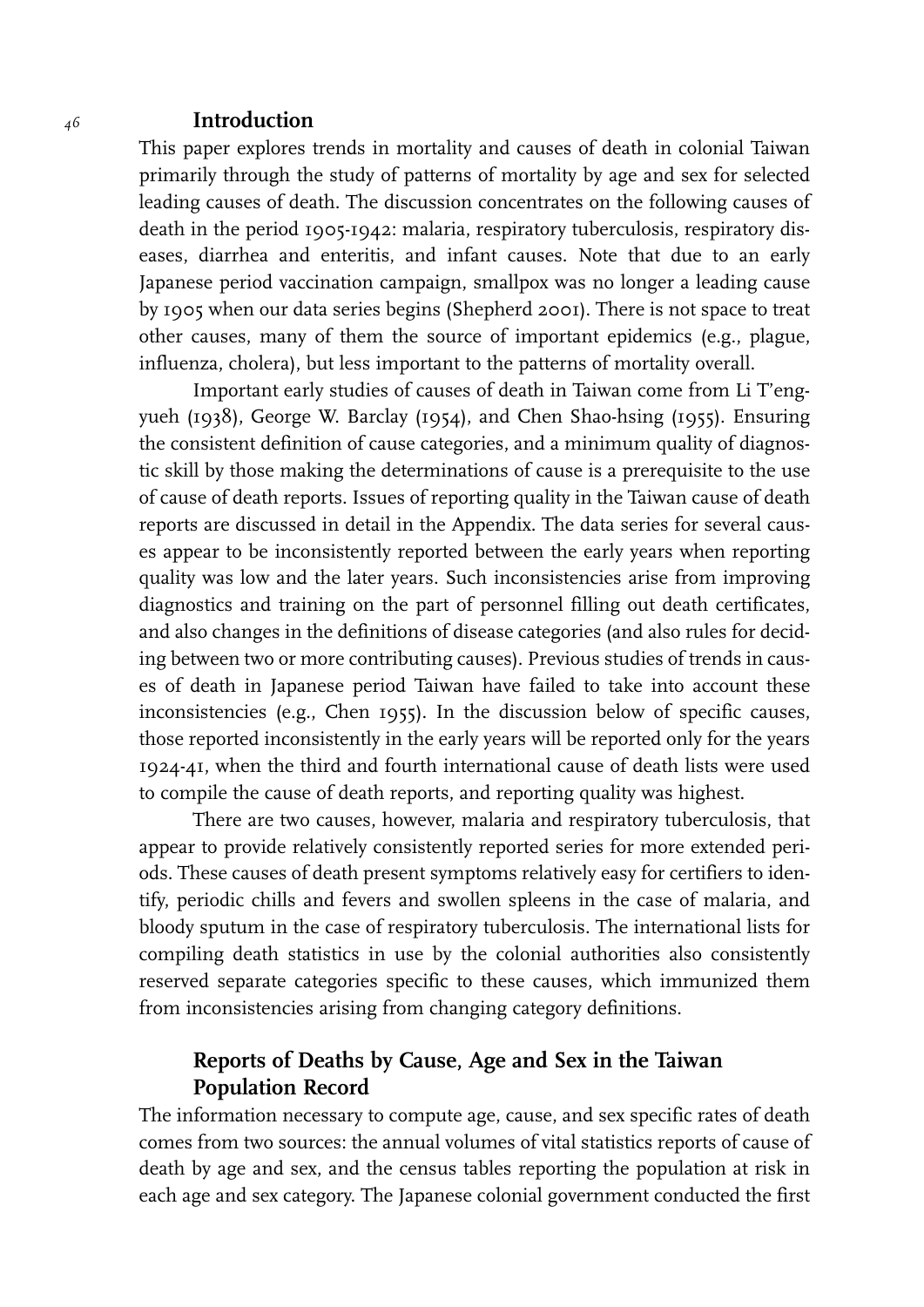## Introduction

This paper explores trends in mortality and causes of death in colonial Taiwan primarily through the study of patterns of mortality by age and sex for selected leading causes of death. The discussion concentrates on the following causes of death in the period 1905-1942: malaria, respiratory tuberculosis, respiratory diseases, diarrhea and enteritis, and infant causes. Note that due to an early Japanese period vaccination campaign, smallpox was no longer a leading cause by 1905 when our data series begins (Shepherd 2001). There is not space to treat other causes, many of them the source of important epidemics (e.g., plague, influenza, cholera), but less important to the patterns of mortality overall.

Important early studies of causes of death in Taiwan come from Li T'eng-yueh (1938), George W. Barclay (1954), and Chen Shao-hsing (1955). Ensuring the consistent definition of cause categories, and a minimum quality of diagnostic skill by those making the determinations of cause is a prerequisite to the use of cause of death reports. Issues of reporting quality in the Taiwan cause of death reports are discussed in detail in the Appendix. The data series for several causes appear to be inconsistently reported between the early years when reporting quality was low and the later years. Such inconsistencies arise from improving diagnostics and training on the part of personnel filling out death certificates, and also changes in the definitions of disease categories (and also rules for deciding between two or more contributing causes). Previous studies of trends in causes of death in Japanese period Taiwan have failed to take into account these inconsistencies (e.g., Chen 1955). In the discussion below of specific causes, those reported inconsistently in the early years will be reported only for the years 1924-41, when the third and fourth international cause of death lists were used to compile the cause of death reports, and reporting quality was highest.

There are two causes, however, malaria and respiratory tuberculosis, that appear to provide relatively consistently reported series for more extended periods. These causes of death present symptoms relatively easy for certifiers to identify, periodic chills and fevers and swollen spleens in the case of malaria, and bloody sputum in the case of respiratory tuberculosis. The international lists for compiling death statistics in use by the colonial authorities also consistently reserved separate categories specific to these causes, which immunized them from inconsistencies arising from changing category definitions.

## Reports of Deaths by Cause, Age and Sex in the Taiwan Population Record

The information necessary to compute age, cause, and sex specific rates of death comes from two sources: the annual volumes of vital statistics reports of cause of death by age and sex, and the census tables reporting the population at risk in each age and sex category. The Japanese colonial government conducted the first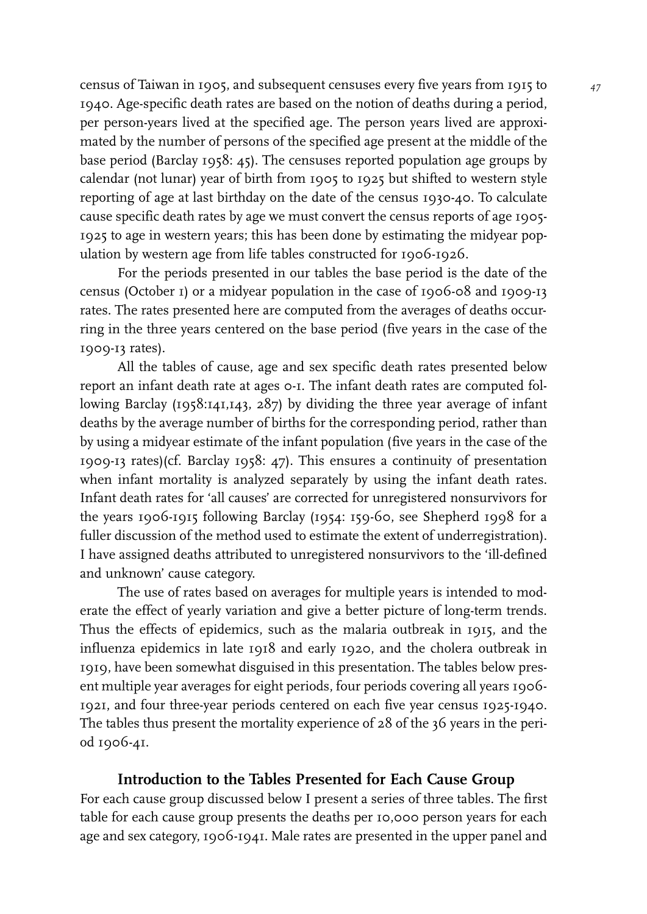census of Taiwan in 1905, and subsequent censuses every five years from 1915 to 1940. Age-specific death rates are based on the notion of deaths during a period, per person-years lived at the specified age. The person years lived are approximated by the number of persons of the specified age present at the middle of the base period (Barclay 1958: 45). The censuses reported population age groups by calendar (not lunar) year of birth from 1905 to 1925 but shifted to western style reporting of age at last birthday on the date of the census 1930-40. To calculate cause specific death rates by age we must convert the census reports of age 1905-1925 to age in western years; this has been done by estimating the midyear population by western age from life tables constructed for 1906-1926.

For the periods presented in our tables the base period is the date of the census (October 1) or a midyear population in the case of 1906-08 and 1909-13 rates. The rates presented here are computed from the averages of deaths occurring in the three years centered on the base period (five years in the case of the 1909-13 rates).

All the tables of cause, age and sex specific death rates presented below report an infant death rate at ages 0-1. The infant death rates are computed following Barclay (1958:141,143, 287) by dividing the three year average of infant deaths by the average number of births for the corresponding period, rather than by using a midyear estimate of the infant population (five years in the case of the 1909-13 rates)(cf. Barclay 1958: 47). This ensures a continuity of presentation when infant mortality is analyzed separately by using the infant death rates. Infant death rates for 'all causes' are corrected for unregistered nonsurvivors for the years 1906-1915 following Barclay (1954: 159-60, see Shepherd 1998 for a fuller discussion of the method used to estimate the extent of underregistration). I have assigned deaths attributed to unregistered nonsurvivors to the 'ill-defined and unknown' cause category.

The use of rates based on averages for multiple years is intended to moderate the effect of yearly variation and give a better picture of long-term trends. Thus the effects of epidemics, such as the malaria outbreak in 1915, and the influenza epidemics in late 1918 and early 1920, and the cholera outbreak in 1919, have been somewhat disguised in this presentation. The tables below present multiple year averages for eight periods, four periods covering all years 1906-1921, and four three-year periods centered on each five year census 1925-1940. The tables thus present the mortality experience of 28 of the 36 years in the period 1906-41.

### Introduction to the Tables Presented for Each Cause Group

For each cause group discussed below I present a series of three tables. The first table for each cause group presents the deaths per 10,000 person years for each age and sex category, 1906-1941. Male rates are presented in the upper panel and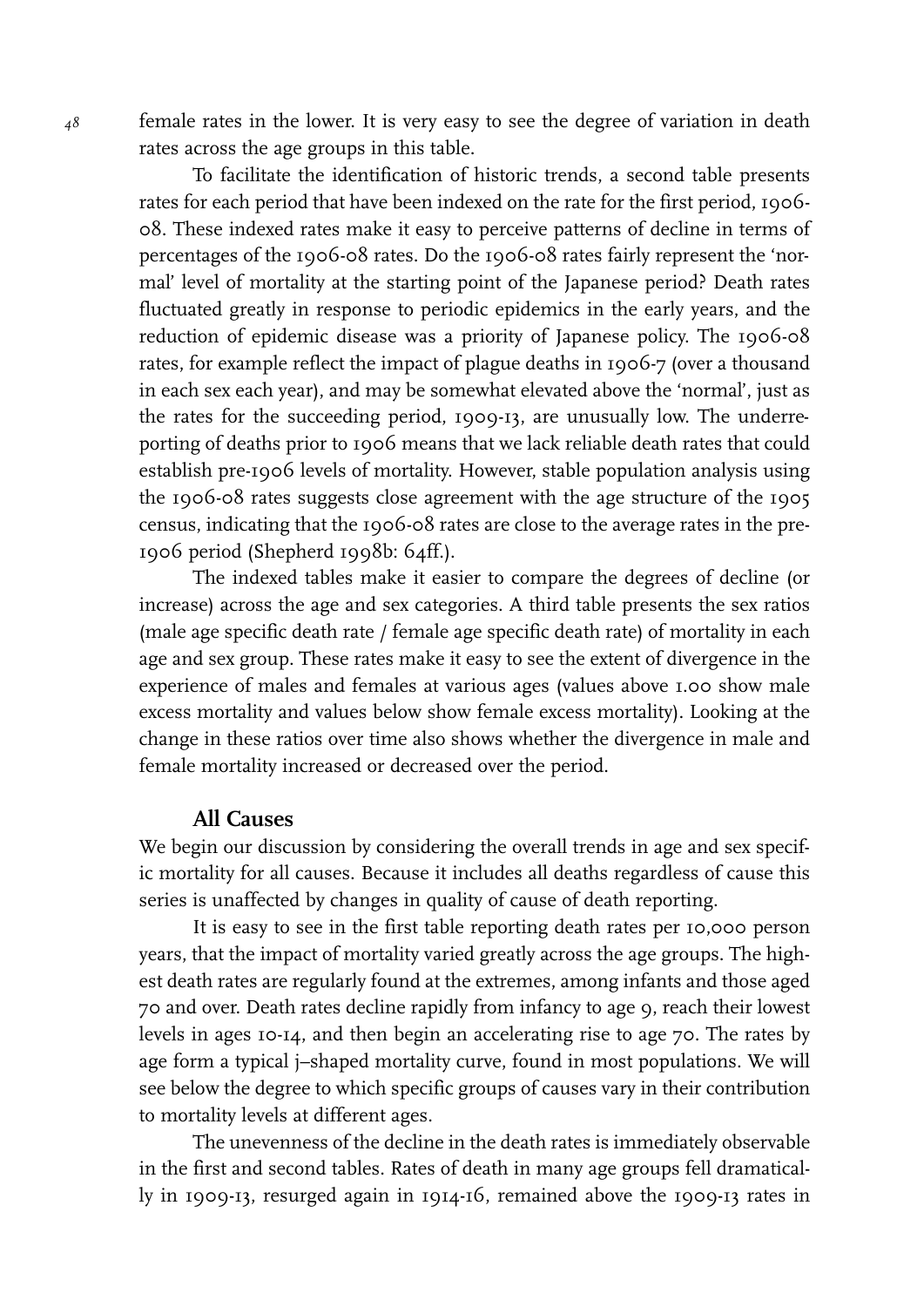female rates in the lower. It is very easy to see the degree of variation in death rates across the age groups in this table.

To facilitate the identification of historic trends, a second table presents rates for each period that have been indexed on the rate for the first period, 1906-08. These indexed rates make it easy to perceive patterns of decline in terms of percentages of the 1906-08 rates. Do the 1906-08 rates fairly represent the 'normal' level of mortality at the starting point of the Japanese period? Death rates fluctuated greatly in response to periodic epidemics in the early years, and the reduction of epidemic disease was a priority of Japanese policy. The 1906-08 rates, for example reflect the impact of plague deaths in 1906-7 (over a thousand in each sex each year), and may be somewhat elevated above the 'normal', just as the rates for the succeeding period, 1909-13, are unusually low. The underreporting of deaths prior to 1906 means that we lack reliable death rates that could establish pre-1906 levels of mortality. However, stable population analysis using the 1906-08 rates suggests close agreement with the age structure of the 1905 census, indicating that the 1906-08 rates are close to the average rates in the pre-1906 period (Shepherd 1998b: 64ff.).

The indexed tables make it easier to compare the degrees of decline (or increase) across the age and sex categories. A third table presents the sex ratios (male age specific death rate / female age specific death rate) of mortality in each age and sex group. These rates make it easy to see the extent of divergence in the experience of males and females at various ages (values above 1.00 show male excess mortality and values below show female excess mortality). Looking at the change in these ratios over time also shows whether the divergence in male and female mortality increased or decreased over the period.

## All Causes

We begin our discussion by considering the overall trends in age and sex specific mortality for all causes. Because it includes all deaths regardless of cause this series is unaffected by changes in quality of cause of death reporting.

It is easy to see in the first table reporting death rates per 10,000 person years, that the impact of mortality varied greatly across the age groups. The highest death rates are regularly found at the extremes, among infants and those aged 70 and over. Death rates decline rapidly from infancy to age 9, reach their lowest levels in ages 10-14, and then begin an accelerating rise to age 70. The rates by age form a typical j–shaped mortality curve, found in most populations. We will see below the degree to which specific groups of causes vary in their contribution to mortality levels at different ages.

The unevenness of the decline in the death rates is immediately observable in the first and second tables. Rates of death in many age groups fell dramatically in 1909-13, resurged again in 1914-16, remained above the 1909-13 rates in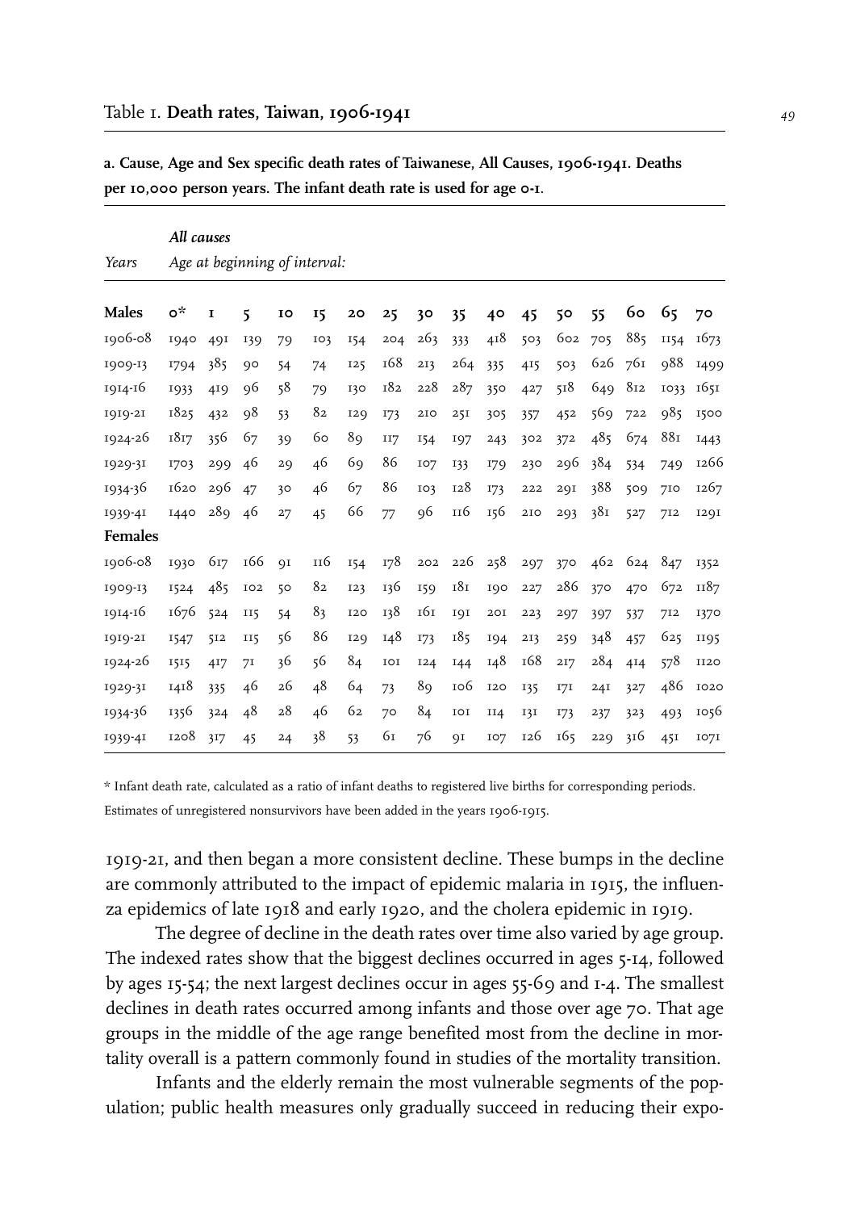## Table 1. **Death rates, Taiwan, 1906-1941**

**a. Cause, Age and Sex specific death rates of Taiwanese, All Causes, 1906-1941. Deaths per 10,000 person years. The infant death rate is used for age 0-1.**

| | ***All causes*** | | | | | | | | | | | | | | | |
|---|---|---|---|---|---|---|---|---|---|---|---|---|---|---|---|---|
| *Years* | *Age at beginning of interval:* | | | | | | | | | | | | | | | |
| **Males** | **0*** | **1** | **5** | **10** | **15** | **20** | **25** | **30** | **35** | **40** | **45** | **50** | **55** | **60** | **65** | **70** |
| 1906-08 | 1940 | 491 | 139 | 79 | 103 | 154 | 204 | 263 | 333 | 418 | 503 | 602 | 705 | 885 | 1154 | 1673 |
| 1909-13 | 1794 | 385 | 90 | 54 | 74 | 125 | 168 | 213 | 264 | 335 | 415 | 503 | 626 | 761 | 988 | 1499 |
| 1914-16 | 1933 | 419 | 96 | 58 | 79 | 130 | 182 | 228 | 287 | 350 | 427 | 518 | 649 | 812 | 1033 | 1651 |
| 1919-21 | 1825 | 432 | 98 | 53 | 82 | 129 | 173 | 210 | 251 | 305 | 357 | 452 | 569 | 722 | 985 | 1500 |
| 1924-26 | 1817 | 356 | 67 | 39 | 60 | 89 | 117 | 154 | 197 | 243 | 302 | 372 | 485 | 674 | 881 | 1443 |
| 1929-31 | 1703 | 299 | 46 | 29 | 46 | 69 | 86 | 107 | 133 | 179 | 230 | 296 | 384 | 534 | 749 | 1266 |
| 1934-36 | 1620 | 296 | 47 | 30 | 46 | 67 | 86 | 103 | 128 | 173 | 222 | 291 | 388 | 509 | 710 | 1267 |
| 1939-41 | 1440 | 289 | 46 | 27 | 45 | 66 | 77 | 96 | 116 | 156 | 210 | 293 | 381 | 527 | 712 | 1291 |
| **Females** | | | | | | | | | | | | | | | | |
| 1906-08 | 1930 | 617 | 166 | 91 | 116 | 154 | 178 | 202 | 226 | 258 | 297 | 370 | 462 | 624 | 847 | 1352 |
| 1909-13 | 1524 | 485 | 102 | 50 | 82 | 123 | 136 | 159 | 181 | 190 | 227 | 286 | 370 | 470 | 672 | 1187 |
| 1914-16 | 1676 | 524 | 115 | 54 | 83 | 120 | 138 | 161 | 191 | 201 | 223 | 297 | 397 | 537 | 712 | 1370 |
| 1919-21 | 1547 | 512 | 115 | 56 | 86 | 129 | 148 | 173 | 185 | 194 | 213 | 259 | 348 | 457 | 625 | 1195 |
| 1924-26 | 1515 | 417 | 71 | 36 | 56 | 84 | 101 | 124 | 144 | 148 | 168 | 217 | 284 | 414 | 578 | 1120 |
| 1929-31 | 1418 | 335 | 46 | 26 | 48 | 64 | 73 | 89 | 106 | 120 | 135 | 171 | 241 | 327 | 486 | 1020 |
| 1934-36 | 1356 | 324 | 48 | 28 | 46 | 62 | 70 | 84 | 101 | 114 | 131 | 173 | 237 | 323 | 493 | 1056 |
| 1939-41 | 1208 | 317 | 45 | 24 | 38 | 53 | 61 | 76 | 91 | 107 | 126 | 165 | 229 | 316 | 451 | 1071 |

* Infant death rate, calculated as a ratio of infant deaths to registered live births for corresponding periods. Estimates of unregistered nonsurvivors have been added in the years 1906-1915.

1919-21, and then began a more consistent decline. These bumps in the decline are commonly attributed to the impact of epidemic malaria in 1915, the influenza epidemics of late 1918 and early 1920, and the cholera epidemic in 1919.

The degree of decline in the death rates over time also varied by age group. The indexed rates show that the biggest declines occurred in ages 5-14, followed by ages 15-54; the next largest declines occur in ages 55-69 and 1-4. The smallest declines in death rates occurred among infants and those over age 70. That age groups in the middle of the age range benefited most from the decline in mortality overall is a pattern commonly found in studies of the mortality transition.

Infants and the elderly remain the most vulnerable segments of the population; public health measures only gradually succeed in reducing their expo-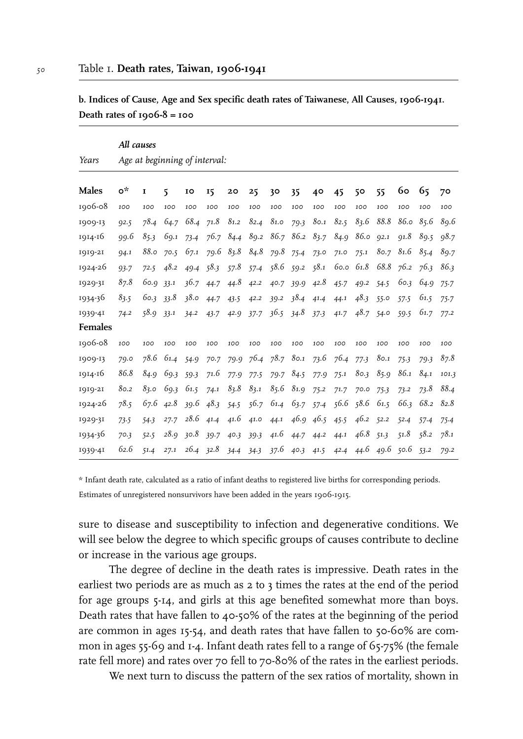Table 1. **Death rates, Taiwan, 1906-1941**

**b. Indices of Cause, Age and Sex specific death rates of Taiwanese, All Causes, 1906-1941. Death rates of 1906-8 = 100**

| | ***All causes*** | | | | | | | | | | | | | | | |
|---|---|---|---|---|---|---|---|---|---|---|---|---|---|---|---|---|
| *Years* | *Age at beginning of interval:* | | | | | | | | | | | | | | | |
| **Males** | **0*** | **1** | **5** | **10** | **15** | **20** | **25** | **30** | **35** | **40** | **45** | **50** | **55** | **60** | **65** | **70** |
| 1906-08 | 100 | 100 | 100 | 100 | 100 | 100 | 100 | 100 | 100 | 100 | 100 | 100 | 100 | 100 | 100 | 100 |
| 1909-13 | 92.5 | 78.4 | 64.7 | 68.4 | 71.8 | 81.2 | 82.4 | 81.0 | 79.3 | 80.1 | 82.5 | 83.6 | 88.8 | 86.0 | 85.6 | 89.6 |
| 1914-16 | 99.6 | 85.3 | 69.1 | 73.4 | 76.7 | 84.4 | 89.2 | 86.7 | 86.2 | 83.7 | 84.9 | 86.0 | 92.1 | 91.8 | 89.5 | 98.7 |
| 1919-21 | 94.1 | 88.0 | 70.5 | 67.1 | 79.6 | 83.8 | 84.8 | 79.8 | 75.4 | 73.0 | 71.0 | 75.1 | 80.7 | 81.6 | 85.4 | 89.7 |
| 1924-26 | 93.7 | 72.5 | 48.2 | 49.4 | 58.3 | 57.8 | 57.4 | 58.6 | 59.2 | 58.1 | 60.0 | 61.8 | 68.8 | 76.2 | 76.3 | 86.3 |
| 1929-31 | 87.8 | 60.9 | 33.1 | 36.7 | 44.7 | 44.8 | 42.2 | 40.7 | 39.9 | 42.8 | 45.7 | 49.2 | 54.5 | 60.3 | 64.9 | 75.7 |
| 1934-36 | 83.5 | 60.3 | 33.8 | 38.0 | 44.7 | 43.5 | 42.2 | 39.2 | 38.4 | 41.4 | 44.1 | 48.3 | 55.0 | 57.5 | 61.5 | 75.7 |
| 1939-41 | 74.2 | 58.9 | 33.1 | 34.2 | 43.7 | 42.9 | 37.7 | 36.5 | 34.8 | 37.3 | 41.7 | 48.7 | 54.0 | 59.5 | 61.7 | 77.2 |
| **Females** | | | | | | | | | | | | | | | | |
| 1906-08 | 100 | 100 | 100 | 100 | 100 | 100 | 100 | 100 | 100 | 100 | 100 | 100 | 100 | 100 | 100 | 100 |
| 1909-13 | 79.0 | 78.6 | 61.4 | 54.9 | 70.7 | 79.9 | 76.4 | 78.7 | 80.1 | 73.6 | 76.4 | 77.3 | 80.1 | 75.3 | 79.3 | 87.8 |
| 1914-16 | 86.8 | 84.9 | 69.3 | 59.3 | 71.6 | 77.9 | 77.5 | 79.7 | 84.5 | 77.9 | 75.1 | 80.3 | 85.9 | 86.1 | 84.1 | 101.3 |
| 1919-21 | 80.2 | 83.0 | 69.3 | 61.5 | 74.1 | 83.8 | 83.1 | 85.6 | 81.9 | 75.2 | 71.7 | 70.0 | 75.3 | 73.2 | 73.8 | 88.4 |
| 1924-26 | 78.5 | 67.6 | 42.8 | 39.6 | 48.3 | 54.5 | 56.7 | 61.4 | 63.7 | 57.4 | 56.6 | 58.6 | 61.5 | 66.3 | 68.2 | 82.8 |
| 1929-31 | 73.5 | 54.3 | 27.7 | 28.6 | 41.4 | 41.6 | 41.0 | 44.1 | 46.9 | 46.5 | 45.5 | 46.2 | 52.2 | 52.4 | 57.4 | 75.4 |
| 1934-36 | 70.3 | 52.5 | 28.9 | 30.8 | 39.7 | 40.3 | 39.3 | 41.6 | 44.7 | 44.2 | 44.1 | 46.8 | 51.3 | 51.8 | 58.2 | 78.1 |
| 1939-41 | 62.6 | 51.4 | 27.1 | 26.4 | 32.8 | 34.4 | 34.3 | 37.6 | 40.3 | 41.5 | 42.4 | 44.6 | 49.6 | 50.6 | 53.2 | 79.2 |

* Infant death rate, calculated as a ratio of infant deaths to registered live births for corresponding periods. Estimates of unregistered nonsurvivors have been added in the years 1906-1915.

sure to disease and susceptibility to infection and degenerative conditions. We will see below the degree to which specific groups of causes contribute to decline or increase in the various age groups.

The degree of decline in the death rates is impressive. Death rates in the earliest two periods are as much as 2 to 3 times the rates at the end of the period for age groups 5-14, and girls at this age benefited somewhat more than boys. Death rates that have fallen to 40-50% of the rates at the beginning of the period are common in ages 15-54, and death rates that have fallen to 50-60% are common in ages 55-69 and 1-4. Infant death rates fell to a range of 65-75% (the female rate fell more) and rates over 70 fell to 70-80% of the rates in the earliest periods.

We next turn to discuss the pattern of the sex ratios of mortality, shown in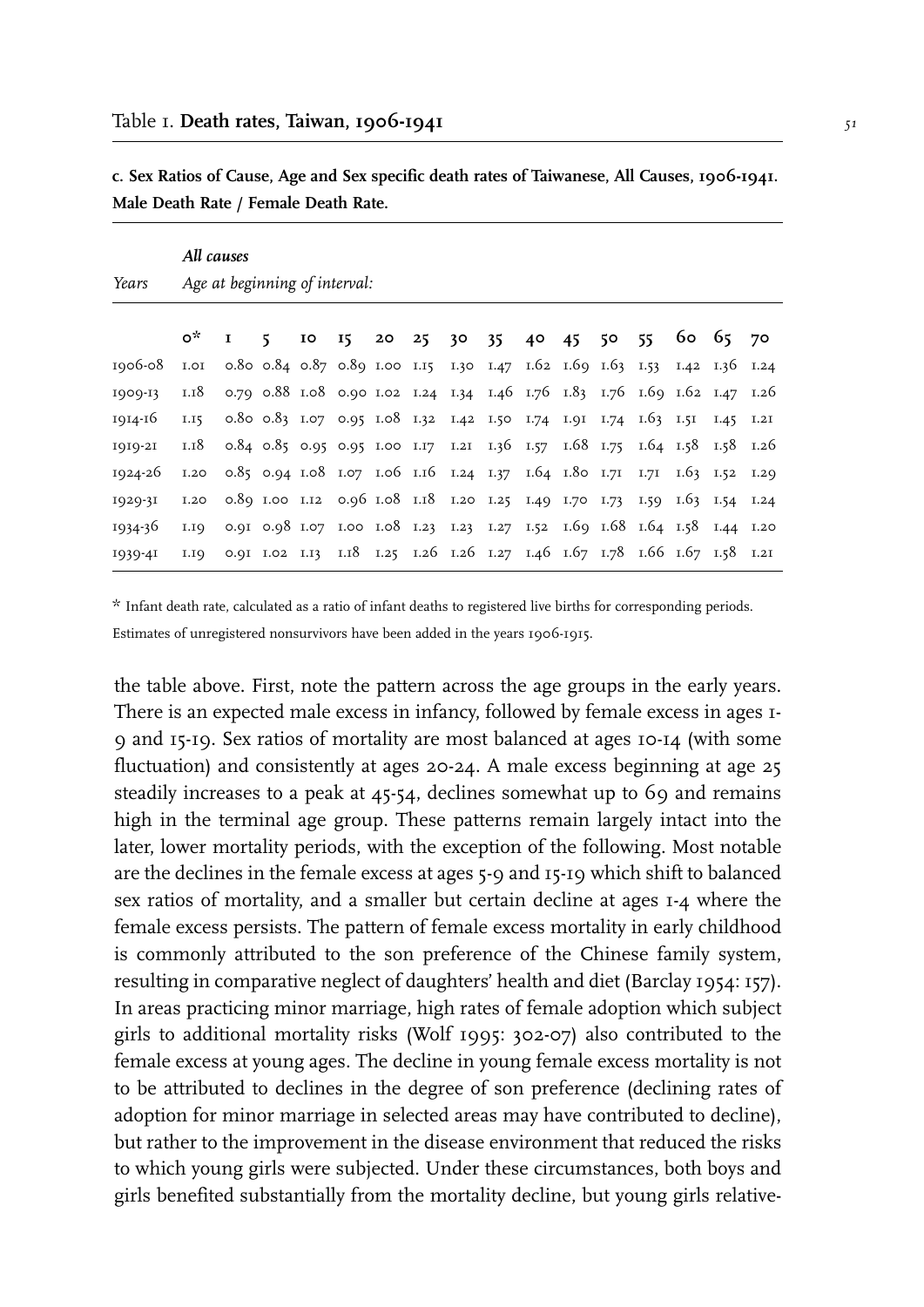Table 1. **Death rates, Taiwan, 1906-1941**

**c. Sex Ratios of Cause, Age and Sex specific death rates of Taiwanese, All Causes, 1906-1941. Male Death Rate / Female Death Rate.**

| Years | *All causes* *Age at beginning of interval:* | | | | | | | | | | | | | | | |
|---|---|---|---|---|---|---|---|---|---|---|---|---|---|---|---|---|
| | 0* | 1 | 5 | 10 | 15 | 20 | 25 | 30 | 35 | 40 | 45 | 50 | 55 | 60 | 65 | 70 |
| 1906-08 | 1.01 | 0.80 | 0.84 | 0.87 | 0.89 | 1.00 | 1.15 | 1.30 | 1.47 | 1.62 | 1.69 | 1.63 | 1.53 | 1.42 | 1.36 | 1.24 |
| 1909-13 | 1.18 | 0.79 | 0.88 | 1.08 | 0.90 | 1.02 | 1.24 | 1.34 | 1.46 | 1.76 | 1.83 | 1.76 | 1.69 | 1.62 | 1.47 | 1.26 |
| 1914-16 | 1.15 | 0.80 | 0.83 | 1.07 | 0.95 | 1.08 | 1.32 | 1.42 | 1.50 | 1.74 | 1.91 | 1.74 | 1.63 | 1.51 | 1.45 | 1.21 |
| 1919-21 | 1.18 | 0.84 | 0.85 | 0.95 | 0.95 | 1.00 | 1.17 | 1.21 | 1.36 | 1.57 | 1.68 | 1.75 | 1.64 | 1.58 | 1.58 | 1.26 |
| 1924-26 | 1.20 | 0.85 | 0.94 | 1.08 | 1.07 | 1.06 | 1.16 | 1.24 | 1.37 | 1.64 | 1.80 | 1.71 | 1.71 | 1.63 | 1.52 | 1.29 |
| 1929-31 | 1.20 | 0.89 | 1.00 | 1.12 | 0.96 | 1.08 | 1.18 | 1.20 | 1.25 | 1.49 | 1.70 | 1.73 | 1.59 | 1.63 | 1.54 | 1.24 |
| 1934-36 | 1.19 | 0.91 | 0.98 | 1.07 | 1.00 | 1.08 | 1.23 | 1.23 | 1.27 | 1.52 | 1.69 | 1.68 | 1.64 | 1.58 | 1.44 | 1.20 |
| 1939-41 | 1.19 | 0.91 | 1.02 | 1.13 | 1.18 | 1.25 | 1.26 | 1.26 | 1.27 | 1.46 | 1.67 | 1.78 | 1.66 | 1.67 | 1.58 | 1.21 |

\* Infant death rate, calculated as a ratio of infant deaths to registered live births for corresponding periods.
Estimates of unregistered nonsurvivors have been added in the years 1906-1915.

the table above. First, note the pattern across the age groups in the early years. There is an expected male excess in infancy, followed by female excess in ages 1-9 and 15-19. Sex ratios of mortality are most balanced at ages 10-14 (with some fluctuation) and consistently at ages 20-24. A male excess beginning at age 25 steadily increases to a peak at 45-54, declines somewhat up to 69 and remains high in the terminal age group. These patterns remain largely intact into the later, lower mortality periods, with the exception of the following. Most notable are the declines in the female excess at ages 5-9 and 15-19 which shift to balanced sex ratios of mortality, and a smaller but certain decline at ages 1-4 where the female excess persists. The pattern of female excess mortality in early childhood is commonly attributed to the son preference of the Chinese family system, resulting in comparative neglect of daughters' health and diet (Barclay 1954: 157). In areas practicing minor marriage, high rates of female adoption which subject girls to additional mortality risks (Wolf 1995: 302-07) also contributed to the female excess at young ages. The decline in young female excess mortality is not to be attributed to declines in the degree of son preference (declining rates of adoption for minor marriage in selected areas may have contributed to decline), but rather to the improvement in the disease environment that reduced the risks to which young girls were subjected. Under these circumstances, both boys and girls benefited substantially from the mortality decline, but young girls relative-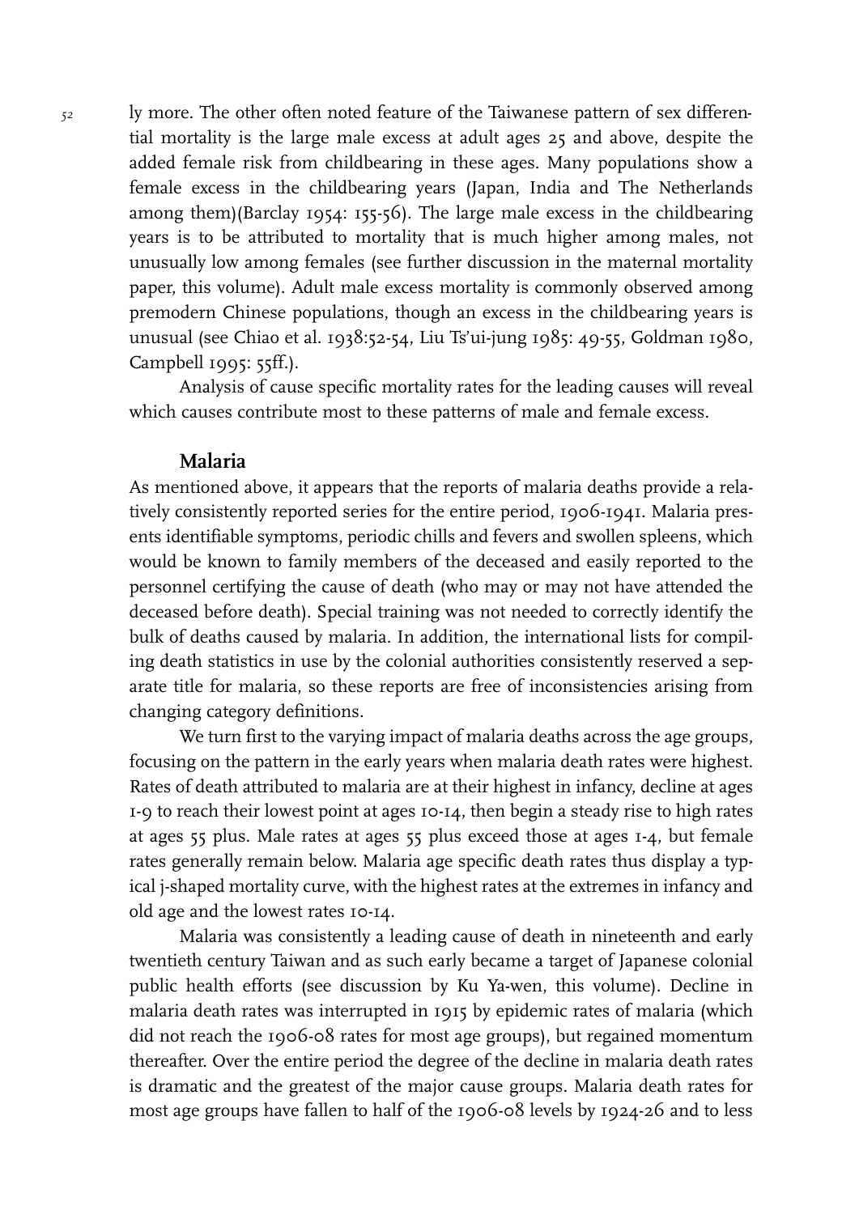ly more. The other often noted feature of the Taiwanese pattern of sex differential mortality is the large male excess at adult ages 25 and above, despite the added female risk from childbearing in these ages. Many populations show a female excess in the childbearing years (Japan, India and The Netherlands among them)(Barclay 1954: 155-56). The large male excess in the childbearing years is to be attributed to mortality that is much higher among males, not unusually low among females (see further discussion in the maternal mortality paper, this volume). Adult male excess mortality is commonly observed among premodern Chinese populations, though an excess in the childbearing years is unusual (see Chiao et al. 1938:52-54, Liu Ts'ui-jung 1985: 49-55, Goldman 1980, Campbell 1995: 55ff.).

Analysis of cause specific mortality rates for the leading causes will reveal which causes contribute most to these patterns of male and female excess.

## Malaria

As mentioned above, it appears that the reports of malaria deaths provide a relatively consistently reported series for the entire period, 1906-1941. Malaria presents identifiable symptoms, periodic chills and fevers and swollen spleens, which would be known to family members of the deceased and easily reported to the personnel certifying the cause of death (who may or may not have attended the deceased before death). Special training was not needed to correctly identify the bulk of deaths caused by malaria. In addition, the international lists for compiling death statistics in use by the colonial authorities consistently reserved a separate title for malaria, so these reports are free of inconsistencies arising from changing category definitions.

We turn first to the varying impact of malaria deaths across the age groups, focusing on the pattern in the early years when malaria death rates were highest. Rates of death attributed to malaria are at their highest in infancy, decline at ages 1-9 to reach their lowest point at ages 10-14, then begin a steady rise to high rates at ages 55 plus. Male rates at ages 55 plus exceed those at ages 1-4, but female rates generally remain below. Malaria age specific death rates thus display a typical j-shaped mortality curve, with the highest rates at the extremes in infancy and old age and the lowest rates 10-14.

Malaria was consistently a leading cause of death in nineteenth and early twentieth century Taiwan and as such early became a target of Japanese colonial public health efforts (see discussion by Ku Ya-wen, this volume). Decline in malaria death rates was interrupted in 1915 by epidemic rates of malaria (which did not reach the 1906-08 rates for most age groups), but regained momentum thereafter. Over the entire period the degree of the decline in malaria death rates is dramatic and the greatest of the major cause groups. Malaria death rates for most age groups have fallen to half of the 1906-08 levels by 1924-26 and to less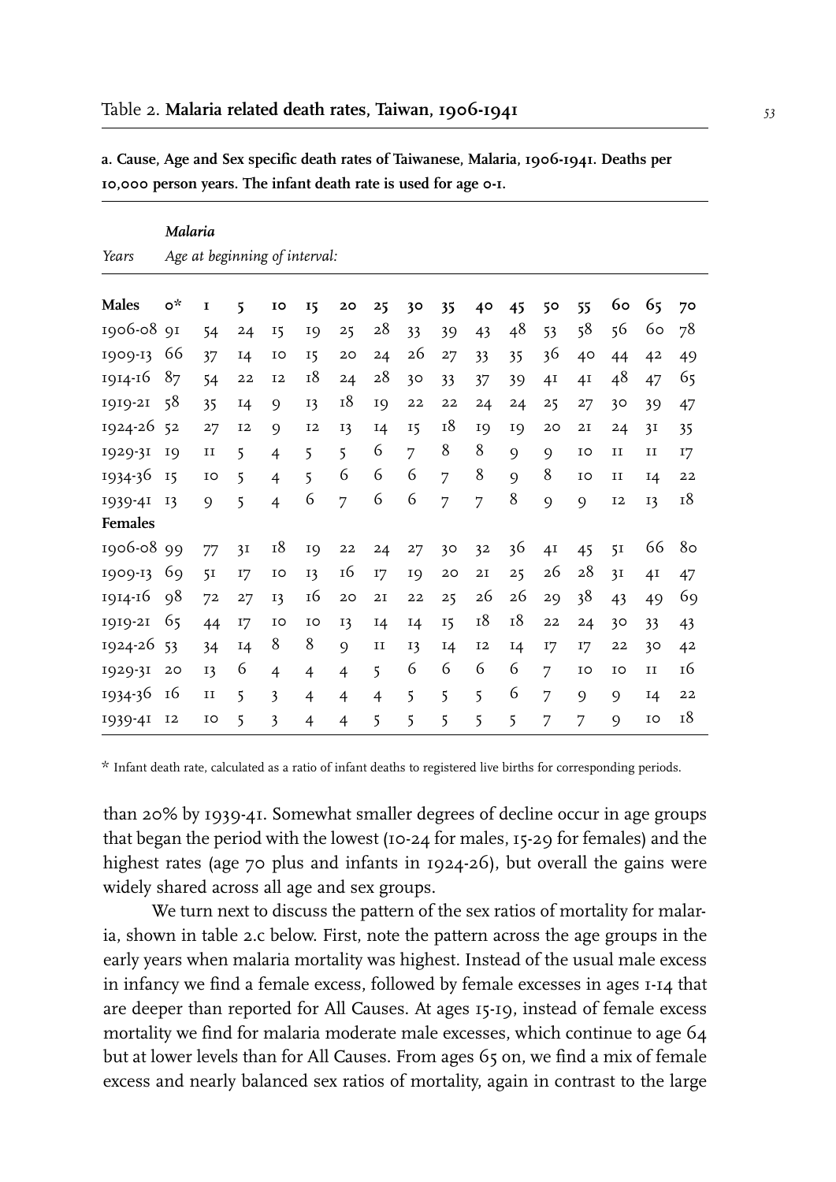## Table 2. **Malaria related death rates, Taiwan, 1906-1941**

**a. Cause, Age and Sex specific death rates of Taiwanese, Malaria, 1906-1941. Deaths per 10,000 person years. The infant death rate is used for age 0-1.**

| | ***Malaria*** | | | | | | | | | | | | | | | |
|---|---|---|---|---|---|---|---|---|---|---|---|---|---|---|---|---|
| *Years* | *Age at beginning of interval:* | | | | | | | | | | | | | | | |
| **Males** | **0*** | **1** | **5** | **10** | **15** | **20** | **25** | **30** | **35** | **40** | **45** | **50** | **55** | **60** | **65** | **70** |
| 1906-08 | 91 | 54 | 24 | 15 | 19 | 25 | 28 | 33 | 39 | 43 | 48 | 53 | 58 | 56 | 60 | 78 |
| 1909-13 | 66 | 37 | 14 | 10 | 15 | 20 | 24 | 26 | 27 | 33 | 35 | 36 | 40 | 44 | 42 | 49 |
| 1914-16 | 87 | 54 | 22 | 12 | 18 | 24 | 28 | 30 | 33 | 37 | 39 | 41 | 41 | 48 | 47 | 65 |
| 1919-21 | 58 | 35 | 14 | 9 | 13 | 18 | 19 | 22 | 22 | 24 | 24 | 25 | 27 | 30 | 39 | 47 |
| 1924-26 | 52 | 27 | 12 | 9 | 12 | 13 | 14 | 15 | 18 | 19 | 19 | 20 | 21 | 24 | 31 | 35 |
| 1929-31 | 19 | 11 | 5 | 4 | 5 | 5 | 6 | 7 | 8 | 8 | 9 | 9 | 10 | 11 | 11 | 17 |
| 1934-36 | 15 | 10 | 5 | 4 | 5 | 6 | 6 | 6 | 7 | 8 | 9 | 8 | 10 | 11 | 14 | 22 |
| 1939-41 | 13 | 9 | 5 | 4 | 6 | 7 | 6 | 6 | 7 | 7 | 8 | 9 | 9 | 12 | 13 | 18 |
| **Females** | | | | | | | | | | | | | | | | |
| 1906-08 | 99 | 77 | 31 | 18 | 19 | 22 | 24 | 27 | 30 | 32 | 36 | 41 | 45 | 51 | 66 | 80 |
| 1909-13 | 69 | 51 | 17 | 10 | 13 | 16 | 17 | 19 | 20 | 21 | 25 | 26 | 28 | 31 | 41 | 47 |
| 1914-16 | 98 | 72 | 27 | 13 | 16 | 20 | 21 | 22 | 25 | 26 | 26 | 29 | 38 | 43 | 49 | 69 |
| 1919-21 | 65 | 44 | 17 | 10 | 10 | 13 | 14 | 14 | 15 | 18 | 18 | 22 | 24 | 30 | 33 | 43 |
| 1924-26 | 53 | 34 | 14 | 8 | 8 | 9 | 11 | 13 | 14 | 12 | 14 | 17 | 17 | 22 | 30 | 42 |
| 1929-31 | 20 | 13 | 6 | 4 | 4 | 4 | 5 | 6 | 6 | 6 | 6 | 7 | 10 | 10 | 11 | 16 |
| 1934-36 | 16 | 11 | 5 | 3 | 4 | 4 | 4 | 5 | 5 | 5 | 6 | 7 | 9 | 9 | 14 | 22 |
| 1939-41 | 12 | 10 | 5 | 3 | 4 | 4 | 5 | 5 | 5 | 5 | 5 | 7 | 7 | 9 | 10 | 18 |

* Infant death rate, calculated as a ratio of infant deaths to registered live births for corresponding periods.

than 20% by 1939-41. Somewhat smaller degrees of decline occur in age groups that began the period with the lowest (10-24 for males, 15-29 for females) and the highest rates (age 70 plus and infants in 1924-26), but overall the gains were widely shared across all age and sex groups.

We turn next to discuss the pattern of the sex ratios of mortality for malaria, shown in table 2.c below. First, note the pattern across the age groups in the early years when malaria mortality was highest. Instead of the usual male excess in infancy we find a female excess, followed by female excesses in ages 1-14 that are deeper than reported for All Causes. At ages 15-19, instead of female excess mortality we find for malaria moderate male excesses, which continue to age 64 but at lower levels than for All Causes. From ages 65 on, we find a mix of female excess and nearly balanced sex ratios of mortality, again in contrast to the large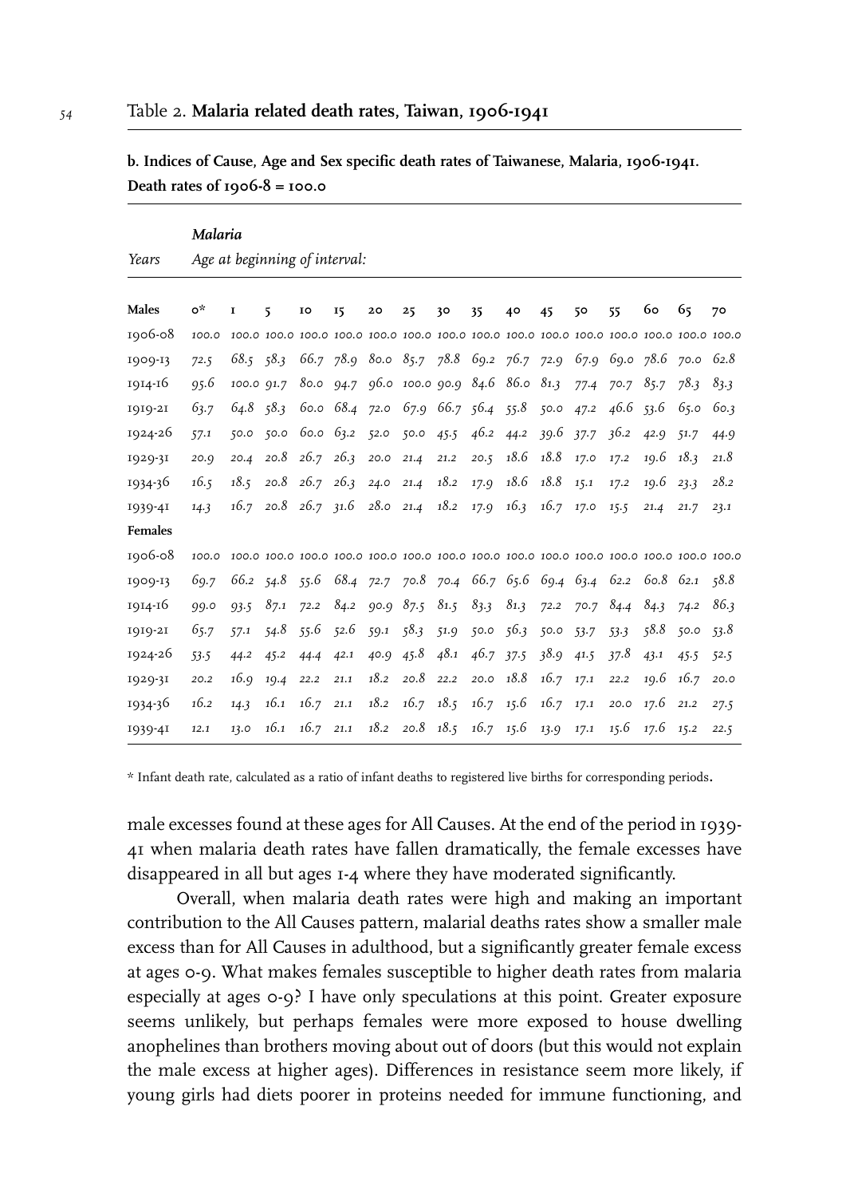Table 2. **Malaria related death rates, Taiwan, 1906-1941**

**b. Indices of Cause, Age and Sex specific death rates of Taiwanese, Malaria, 1906-1941. Death rates of 1906-8 = 100.0**

| Years | *Malaria* Age at beginning of interval: | | | | | | | | | | | | | | | |
|---|---|---|---|---|---|---|---|---|---|---|---|---|---|---|---|---|
| **Males** | 0* | 1 | 5 | 10 | 15 | 20 | 25 | 30 | 35 | 40 | 45 | 50 | 55 | 60 | 65 | 70 |
| 1906-08 | 100.0 | 100.0 | 100.0 | 100.0 | 100.0 | 100.0 | 100.0 | 100.0 | 100.0 | 100.0 | 100.0 | 100.0 | 100.0 | 100.0 | 100.0 | 100.0 |
| 1909-13 | 72.5 | 68.5 | 58.3 | 66.7 | 78.9 | 80.0 | 85.7 | 78.8 | 69.2 | 76.7 | 72.9 | 67.9 | 69.0 | 78.6 | 70.0 | 62.8 |
| 1914-16 | 95.6 | 100.0 | 91.7 | 80.0 | 94.7 | 96.0 | 100.0 | 90.9 | 84.6 | 86.0 | 81.3 | 77.4 | 70.7 | 85.7 | 78.3 | 83.3 |
| 1919-21 | 63.7 | 64.8 | 58.3 | 60.0 | 68.4 | 72.0 | 67.9 | 66.7 | 56.4 | 55.8 | 50.0 | 47.2 | 46.6 | 53.6 | 65.0 | 60.3 |
| 1924-26 | 57.1 | 50.0 | 50.0 | 60.0 | 63.2 | 52.0 | 50.0 | 45.5 | 46.2 | 44.2 | 39.6 | 37.7 | 36.2 | 42.9 | 51.7 | 44.9 |
| 1929-31 | 20.9 | 20.4 | 20.8 | 26.7 | 26.3 | 20.0 | 21.4 | 21.2 | 20.5 | 18.6 | 18.8 | 17.0 | 17.2 | 19.6 | 18.3 | 21.8 |
| 1934-36 | 16.5 | 18.5 | 20.8 | 26.7 | 26.3 | 24.0 | 21.4 | 18.2 | 17.9 | 18.6 | 18.8 | 15.1 | 17.2 | 19.6 | 23.3 | 28.2 |
| 1939-41 | 14.3 | 16.7 | 20.8 | 26.7 | 31.6 | 28.0 | 21.4 | 18.2 | 17.9 | 16.3 | 16.7 | 17.0 | 15.5 | 21.4 | 21.7 | 23.1 |
| **Females** | | | | | | | | | | | | | | | | |
| 1906-08 | 100.0 | 100.0 | 100.0 | 100.0 | 100.0 | 100.0 | 100.0 | 100.0 | 100.0 | 100.0 | 100.0 | 100.0 | 100.0 | 100.0 | 100.0 | 100.0 |
| 1909-13 | 69.7 | 66.2 | 54.8 | 55.6 | 68.4 | 72.7 | 70.8 | 70.4 | 66.7 | 65.6 | 69.4 | 63.4 | 62.2 | 60.8 | 62.1 | 58.8 |
| 1914-16 | 99.0 | 93.5 | 87.1 | 72.2 | 84.2 | 90.9 | 87.5 | 81.5 | 83.3 | 81.3 | 72.2 | 70.7 | 84.4 | 84.3 | 74.2 | 86.3 |
| 1919-21 | 65.7 | 57.1 | 54.8 | 55.6 | 52.6 | 59.1 | 58.3 | 51.9 | 50.0 | 56.3 | 50.0 | 53.7 | 53.3 | 58.8 | 50.0 | 53.8 |
| 1924-26 | 53.5 | 44.2 | 45.2 | 44.4 | 42.1 | 40.9 | 45.8 | 48.1 | 46.7 | 37.5 | 38.9 | 41.5 | 37.8 | 43.1 | 45.5 | 52.5 |
| 1929-31 | 20.2 | 16.9 | 19.4 | 22.2 | 21.1 | 18.2 | 20.8 | 22.2 | 20.0 | 18.8 | 16.7 | 17.1 | 22.2 | 19.6 | 16.7 | 20.0 |
| 1934-36 | 16.2 | 14.3 | 16.1 | 16.7 | 21.1 | 18.2 | 16.7 | 18.5 | 16.7 | 15.6 | 16.7 | 17.1 | 20.0 | 17.6 | 21.2 | 27.5 |
| 1939-41 | 12.1 | 13.0 | 16.1 | 16.7 | 21.1 | 18.2 | 20.8 | 18.5 | 16.7 | 15.6 | 13.9 | 17.1 | 15.6 | 17.6 | 15.2 | 22.5 |

\* Infant death rate, calculated as a ratio of infant deaths to registered live births for corresponding periods.

male excesses found at these ages for All Causes. At the end of the period in 1939-41 when malaria death rates have fallen dramatically, the female excesses have disappeared in all but ages 1-4 where they have moderated significantly.

Overall, when malaria death rates were high and making an important contribution to the All Causes pattern, malarial deaths rates show a smaller male excess than for All Causes in adulthood, but a significantly greater female excess at ages 0-9. What makes females susceptible to higher death rates from malaria especially at ages 0-9? I have only speculations at this point. Greater exposure seems unlikely, but perhaps females were more exposed to house dwelling anophelines than brothers moving about out of doors (but this would not explain the male excess at higher ages). Differences in resistance seem more likely, if young girls had diets poorer in proteins needed for immune functioning, and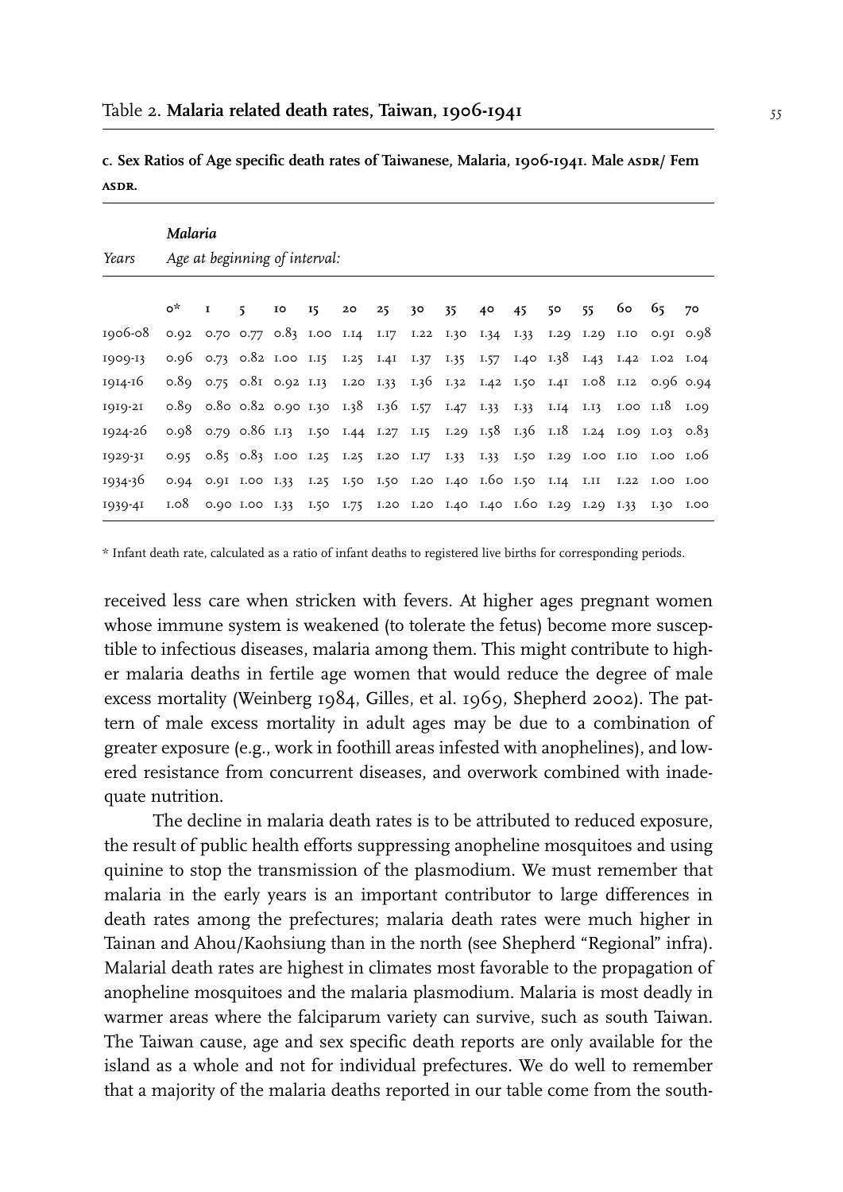Table 2. **Malaria related death rates, Taiwan, 1906-1941**

**c. Sex Ratios of Age specific death rates of Taiwanese, Malaria, 1906-1941. Male ASDR/ Fem ASDR.**

| Years | *Malaria* *Age at beginning of interval:* | | | | | | | | | | | | | | | |
|---|---|---|---|---|---|---|---|---|---|---|---|---|---|---|---|---|
| | 0* | 1 | 5 | 10 | 15 | 20 | 25 | 30 | 35 | 40 | 45 | 50 | 55 | 60 | 65 | 70 |
| 1906-08 | 0.92 | 0.70 | 0.77 | 0.83 | 1.00 | 1.14 | 1.17 | 1.22 | 1.30 | 1.34 | 1.33 | 1.29 | 1.29 | 1.10 | 0.91 | 0.98 |
| 1909-13 | 0.96 | 0.73 | 0.82 | 1.00 | 1.15 | 1.25 | 1.41 | 1.37 | 1.35 | 1.57 | 1.40 | 1.38 | 1.43 | 1.42 | 1.02 | 1.04 |
| 1914-16 | 0.89 | 0.75 | 0.81 | 0.92 | 1.13 | 1.20 | 1.33 | 1.36 | 1.32 | 1.42 | 1.50 | 1.41 | 1.08 | 1.12 | 0.96 | 0.94 |
| 1919-21 | 0.89 | 0.80 | 0.82 | 0.90 | 1.30 | 1.38 | 1.36 | 1.57 | 1.47 | 1.33 | 1.33 | 1.14 | 1.13 | 1.00 | 1.18 | 1.09 |
| 1924-26 | 0.98 | 0.79 | 0.86 | 1.13 | 1.50 | 1.44 | 1.27 | 1.15 | 1.29 | 1.58 | 1.36 | 1.18 | 1.24 | 1.09 | 1.03 | 0.83 |
| 1929-31 | 0.95 | 0.85 | 0.83 | 1.00 | 1.25 | 1.25 | 1.20 | 1.17 | 1.33 | 1.33 | 1.50 | 1.29 | 1.00 | 1.10 | 1.00 | 1.06 |
| 1934-36 | 0.94 | 0.91 | 1.00 | 1.33 | 1.25 | 1.50 | 1.50 | 1.20 | 1.40 | 1.60 | 1.50 | 1.14 | 1.11 | 1.22 | 1.00 | 1.00 |
| 1939-41 | 1.08 | 0.90 | 1.00 | 1.33 | 1.50 | 1.75 | 1.20 | 1.20 | 1.40 | 1.40 | 1.60 | 1.29 | 1.29 | 1.33 | 1.30 | 1.00 |

\* Infant death rate, calculated as a ratio of infant deaths to registered live births for corresponding periods.

received less care when stricken with fevers. At higher ages pregnant women whose immune system is weakened (to tolerate the fetus) become more susceptible to infectious diseases, malaria among them. This might contribute to higher malaria deaths in fertile age women that would reduce the degree of male excess mortality (Weinberg 1984, Gilles, et al. 1969, Shepherd 2002). The pattern of male excess mortality in adult ages may be due to a combination of greater exposure (e.g., work in foothill areas infested with anophelines), and lowered resistance from concurrent diseases, and overwork combined with inadequate nutrition.

The decline in malaria death rates is to be attributed to reduced exposure, the result of public health efforts suppressing anopheline mosquitoes and using quinine to stop the transmission of the plasmodium. We must remember that malaria in the early years is an important contributor to large differences in death rates among the prefectures; malaria death rates were much higher in Tainan and Ahou/Kaohsiung than in the north (see Shepherd "Regional" infra). Malarial death rates are highest in climates most favorable to the propagation of anopheline mosquitoes and the malaria plasmodium. Malaria is most deadly in warmer areas where the falciparum variety can survive, such as south Taiwan. The Taiwan cause, age and sex specific death reports are only available for the island as a whole and not for individual prefectures. We do well to remember that a majority of the malaria deaths reported in our table come from the south-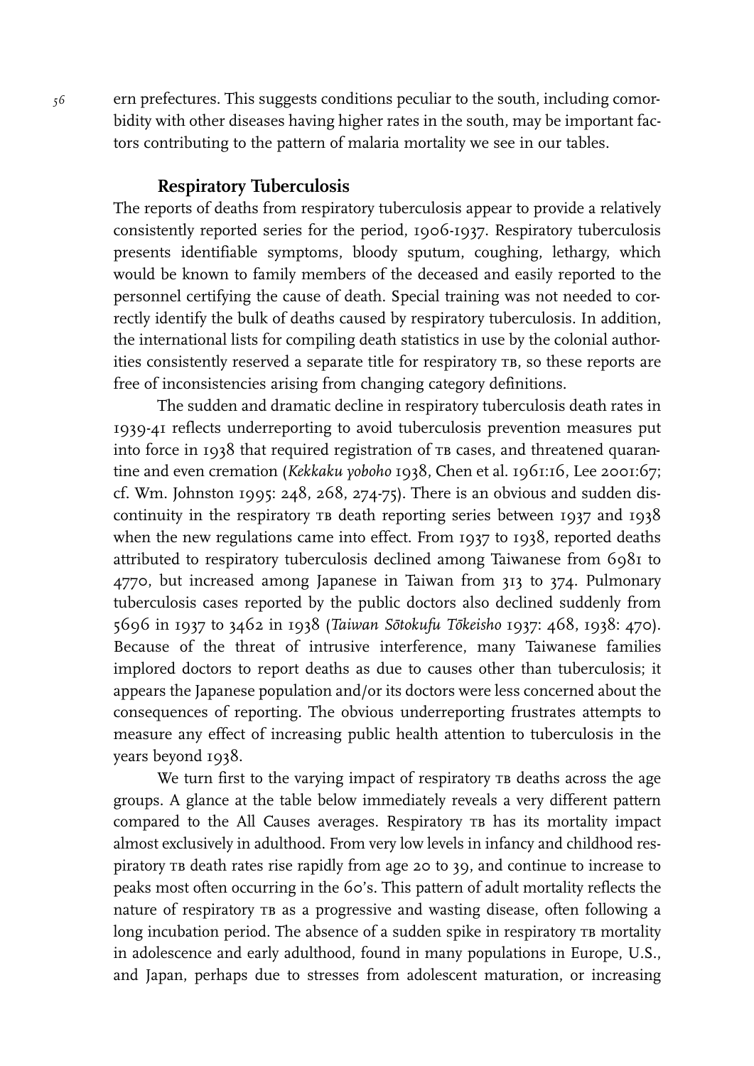ern prefectures. This suggests conditions peculiar to the south, including comorbidity with other diseases having higher rates in the south, may be important factors contributing to the pattern of malaria mortality we see in our tables.

### Respiratory Tuberculosis

The reports of deaths from respiratory tuberculosis appear to provide a relatively consistently reported series for the period, 1906-1937. Respiratory tuberculosis presents identifiable symptoms, bloody sputum, coughing, lethargy, which would be known to family members of the deceased and easily reported to the personnel certifying the cause of death. Special training was not needed to correctly identify the bulk of deaths caused by respiratory tuberculosis. In addition, the international lists for compiling death statistics in use by the colonial authorities consistently reserved a separate title for respiratory TB, so these reports are free of inconsistencies arising from changing category definitions.

The sudden and dramatic decline in respiratory tuberculosis death rates in 1939-41 reflects underreporting to avoid tuberculosis prevention measures put into force in 1938 that required registration of TB cases, and threatened quarantine and even cremation (*Kekkaku yoboho* 1938, Chen et al. 1961:16, Lee 2001:67; cf. Wm. Johnston 1995: 248, 268, 274-75). There is an obvious and sudden discontinuity in the respiratory TB death reporting series between 1937 and 1938 when the new regulations came into effect. From 1937 to 1938, reported deaths attributed to respiratory tuberculosis declined among Taiwanese from 6981 to 4770, but increased among Japanese in Taiwan from 313 to 374. Pulmonary tuberculosis cases reported by the public doctors also declined suddenly from 5696 in 1937 to 3462 in 1938 (*Taiwan Sōtokufu Tōkeisho* 1937: 468, 1938: 470). Because of the threat of intrusive interference, many Taiwanese families implored doctors to report deaths as due to causes other than tuberculosis; it appears the Japanese population and/or its doctors were less concerned about the consequences of reporting. The obvious underreporting frustrates attempts to measure any effect of increasing public health attention to tuberculosis in the years beyond 1938.

We turn first to the varying impact of respiratory TB deaths across the age groups. A glance at the table below immediately reveals a very different pattern compared to the All Causes averages. Respiratory TB has its mortality impact almost exclusively in adulthood. From very low levels in infancy and childhood respiratory TB death rates rise rapidly from age 20 to 39, and continue to increase to peaks most often occurring in the 60's. This pattern of adult mortality reflects the nature of respiratory TB as a progressive and wasting disease, often following a long incubation period. The absence of a sudden spike in respiratory TB mortality in adolescence and early adulthood, found in many populations in Europe, U.S., and Japan, perhaps due to stresses from adolescent maturation, or increasing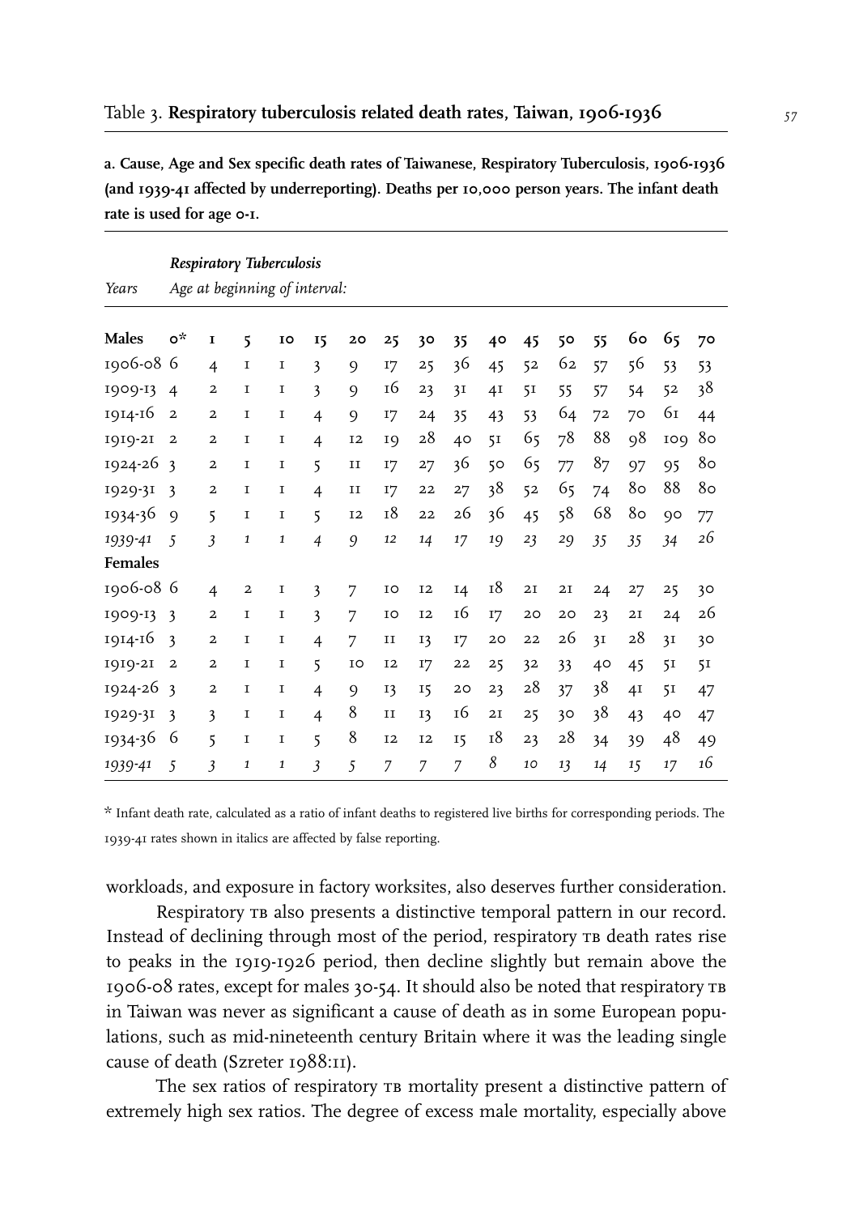## Table 3. **Respiratory tuberculosis related death rates, Taiwan, 1906-1936**

**a. Cause, Age and Sex specific death rates of Taiwanese, Respiratory Tuberculosis, 1906-1936 (and 1939-41 affected by underreporting). Deaths per 10,000 person years. The infant death rate is used for age 0-1.**

| | ***Respiratory Tuberculosis*** | | | | | | | | | | | | | | | |
|---|---|---|---|---|---|---|---|---|---|---|---|---|---|---|---|---|
| *Years* | *Age at beginning of interval:* | | | | | | | | | | | | | | | |
| **Males** | **0*** | **1** | **5** | **10** | **15** | **20** | **25** | **30** | **35** | **40** | **45** | **50** | **55** | **60** | **65** | **70** |
| 1906-08 | 6 | 4 | 1 | 1 | 3 | 9 | 17 | 25 | 36 | 45 | 52 | 62 | 57 | 56 | 53 | 53 |
| 1909-13 | 4 | 2 | 1 | 1 | 3 | 9 | 16 | 23 | 31 | 41 | 51 | 55 | 57 | 54 | 52 | 38 |
| 1914-16 | 2 | 2 | 1 | 1 | 4 | 9 | 17 | 24 | 35 | 43 | 53 | 64 | 72 | 70 | 61 | 44 |
| 1919-21 | 2 | 2 | 1 | 1 | 4 | 12 | 19 | 28 | 40 | 51 | 65 | 78 | 88 | 98 | 109 | 80 |
| 1924-26 | 3 | 2 | 1 | 1 | 5 | 11 | 17 | 27 | 36 | 50 | 65 | 77 | 87 | 97 | 95 | 80 |
| 1929-31 | 3 | 2 | 1 | 1 | 4 | 11 | 17 | 22 | 27 | 38 | 52 | 65 | 74 | 80 | 88 | 80 |
| 1934-36 | 9 | 5 | 1 | 1 | 5 | 12 | 18 | 22 | 26 | 36 | 45 | 58 | 68 | 80 | 90 | 77 |
| *1939-41* | *5* | *3* | *1* | *1* | *4* | *9* | *12* | *14* | *17* | *19* | *23* | *29* | *35* | *35* | *34* | *26* |
| **Females** | | | | | | | | | | | | | | | | |
| 1906-08 | 6 | 4 | 2 | 1 | 3 | 7 | 10 | 12 | 14 | 18 | 21 | 21 | 24 | 27 | 25 | 30 |
| 1909-13 | 3 | 2 | 1 | 1 | 3 | 7 | 10 | 12 | 16 | 17 | 20 | 20 | 23 | 21 | 24 | 26 |
| 1914-16 | 3 | 2 | 1 | 1 | 4 | 7 | 11 | 13 | 17 | 20 | 22 | 26 | 31 | 28 | 31 | 30 |
| 1919-21 | 2 | 2 | 1 | 1 | 5 | 10 | 12 | 17 | 22 | 25 | 32 | 33 | 40 | 45 | 51 | 51 |
| 1924-26 | 3 | 2 | 1 | 1 | 4 | 9 | 13 | 15 | 20 | 23 | 28 | 37 | 38 | 41 | 51 | 47 |
| 1929-31 | 3 | 3 | 1 | 1 | 4 | 8 | 11 | 13 | 16 | 21 | 25 | 30 | 38 | 43 | 40 | 47 |
| 1934-36 | 6 | 5 | 1 | 1 | 5 | 8 | 12 | 12 | 15 | 18 | 23 | 28 | 34 | 39 | 48 | 49 |
| *1939-41* | *5* | *3* | *1* | *1* | *3* | *5* | *7* | *7* | *7* | *8* | *10* | *13* | *14* | *15* | *17* | *16* |

\* Infant death rate, calculated as a ratio of infant deaths to registered live births for corresponding periods. The 1939-41 rates shown in italics are affected by false reporting.

workloads, and exposure in factory worksites, also deserves further consideration.

Respiratory TB also presents a distinctive temporal pattern in our record. Instead of declining through most of the period, respiratory TB death rates rise to peaks in the 1919-1926 period, then decline slightly but remain above the 1906-08 rates, except for males 30-54. It should also be noted that respiratory TB in Taiwan was never as significant a cause of death as in some European populations, such as mid-nineteenth century Britain where it was the leading single cause of death (Szreter 1988:11).

The sex ratios of respiratory TB mortality present a distinctive pattern of extremely high sex ratios. The degree of excess male mortality, especially above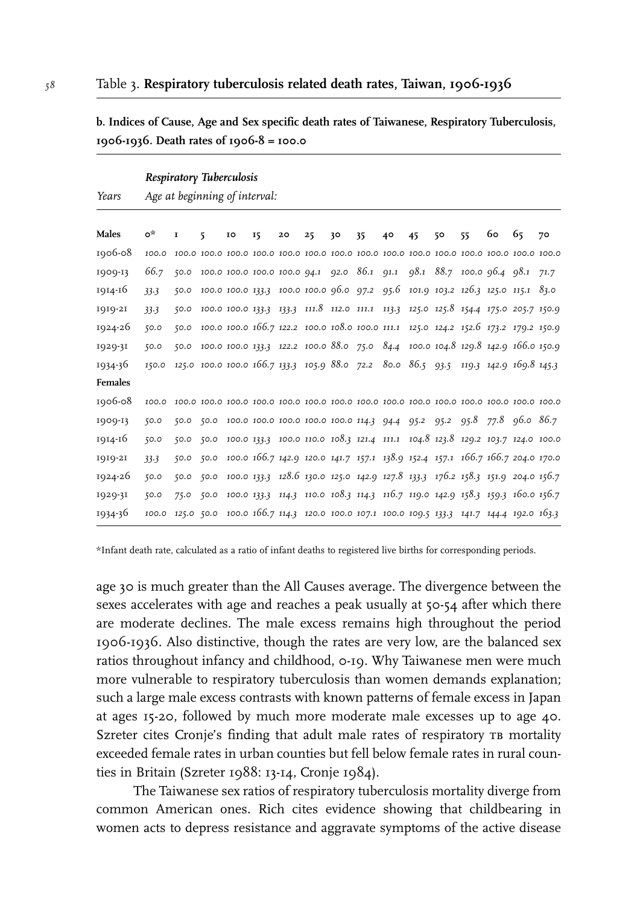## Table 3. **Respiratory tuberculosis related death rates, Taiwan, 1906-1936**

**b. Indices of Cause, Age and Sex specific death rates of Taiwanese, Respiratory Tuberculosis, 1906-1936. Death rates of 1906-8 = 100.0**

| Years | *Respiratory Tuberculosis* — *Age at beginning of interval:* 0* | 1 | 5 | 10 | 15 | 20 | 25 | 30 | 35 | 40 | 45 | 50 | 55 | 60 | 65 | 70 |
|---|---|---|---|---|---|---|---|---|---|---|---|---|---|---|---|---|
| **Males** | | | | | | | | | | | | | | | | |
| 1906-08 | 100.0 | 100.0 | 100.0 | 100.0 | 100.0 | 100.0 | 100.0 | 100.0 | 100.0 | 100.0 | 100.0 | 100.0 | 100.0 | 100.0 | 100.0 | 100.0 |
| 1909-13 | 66.7 | 50.0 | 100.0 | 100.0 | 100.0 | 100.0 | 94.1 | 92.0 | 86.1 | 91.1 | 98.1 | 88.7 | 100.0 | 96.4 | 98.1 | 71.7 |
| 1914-16 | 33.3 | 50.0 | 100.0 | 100.0 | 133.3 | 100.0 | 100.0 | 96.0 | 97.2 | 95.6 | 101.9 | 103.2 | 126.3 | 125.0 | 115.1 | 83.0 |
| 1919-21 | 33.3 | 50.0 | 100.0 | 100.0 | 133.3 | 133.3 | 111.8 | 112.0 | 111.1 | 113.3 | 125.0 | 125.8 | 154.4 | 175.0 | 205.7 | 150.9 |
| 1924-26 | 50.0 | 50.0 | 100.0 | 100.0 | 166.7 | 122.2 | 100.0 | 108.0 | 100.0 | 111.1 | 125.0 | 124.2 | 152.6 | 173.2 | 179.2 | 150.9 |
| 1929-31 | 50.0 | 50.0 | 100.0 | 100.0 | 133.3 | 122.2 | 100.0 | 88.0 | 75.0 | 84.4 | 100.0 | 104.8 | 129.8 | 142.9 | 166.0 | 150.9 |
| 1934-36 | 150.0 | 125.0 | 100.0 | 100.0 | 166.7 | 133.3 | 105.9 | 88.0 | 72.2 | 80.0 | 86.5 | 93.5 | 119.3 | 142.9 | 169.8 | 145.3 |
| **Females** | | | | | | | | | | | | | | | | |
| 1906-08 | 100.0 | 100.0 | 100.0 | 100.0 | 100.0 | 100.0 | 100.0 | 100.0 | 100.0 | 100.0 | 100.0 | 100.0 | 100.0 | 100.0 | 100.0 | 100.0 |
| 1909-13 | 50.0 | 50.0 | 50.0 | 100.0 | 100.0 | 100.0 | 100.0 | 100.0 | 114.3 | 94.4 | 95.2 | 95.2 | 95.8 | 77.8 | 96.0 | 86.7 |
| 1914-16 | 50.0 | 50.0 | 50.0 | 100.0 | 133.3 | 100.0 | 110.0 | 108.3 | 121.4 | 111.1 | 104.8 | 123.8 | 129.2 | 103.7 | 124.0 | 100.0 |
| 1919-21 | 33.3 | 50.0 | 50.0 | 100.0 | 166.7 | 142.9 | 120.0 | 141.7 | 157.1 | 138.9 | 152.4 | 157.1 | 166.7 | 166.7 | 204.0 | 170.0 |
| 1924-26 | 50.0 | 50.0 | 50.0 | 100.0 | 133.3 | 128.6 | 130.0 | 125.0 | 142.9 | 127.8 | 133.3 | 176.2 | 158.3 | 151.9 | 204.0 | 156.7 |
| 1929-31 | 50.0 | 75.0 | 50.0 | 100.0 | 133.3 | 114.3 | 110.0 | 108.3 | 114.3 | 116.7 | 119.0 | 142.9 | 158.3 | 159.3 | 160.0 | 156.7 |
| 1934-36 | 100.0 | 125.0 | 50.0 | 100.0 | 166.7 | 114.3 | 120.0 | 100.0 | 107.1 | 100.0 | 109.5 | 133.3 | 141.7 | 144.4 | 192.0 | 163.3 |

*Infant death rate, calculated as a ratio of infant deaths to registered live births for corresponding periods.

age 30 is much greater than the All Causes average. The divergence between the sexes accelerates with age and reaches a peak usually at 50-54 after which there are moderate declines. The male excess remains high throughout the period 1906-1936. Also distinctive, though the rates are very low, are the balanced sex ratios throughout infancy and childhood, 0-19. Why Taiwanese men were much more vulnerable to respiratory tuberculosis than women demands explanation; such a large male excess contrasts with known patterns of female excess in Japan at ages 15-20, followed by much more moderate male excesses up to age 40. Szreter cites Cronje's finding that adult male rates of respiratory TB mortality exceeded female rates in urban counties but fell below female rates in rural counties in Britain (Szreter 1988: 13-14, Cronje 1984).

The Taiwanese sex ratios of respiratory tuberculosis mortality diverge from common American ones. Rich cites evidence showing that childbearing in women acts to depress resistance and aggravate symptoms of the active disease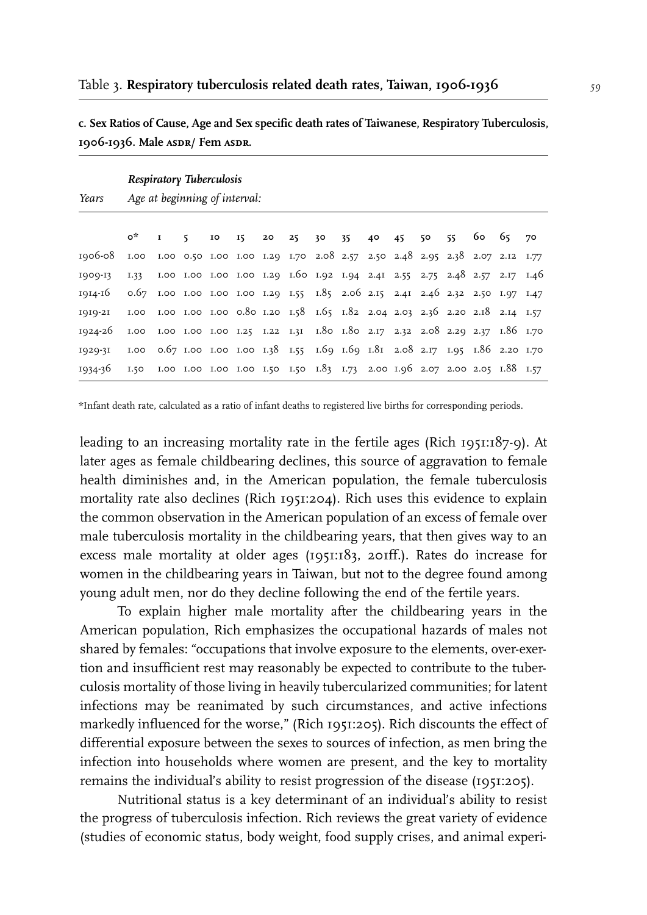## Table 3. **Respiratory tuberculosis related death rates, Taiwan, 1906-1936**

**c. Sex Ratios of Cause, Age and Sex specific death rates of Taiwanese, Respiratory Tuberculosis, 1906-1936. Male ASDR/ Fem ASDR.**

| Years | *Respiratory Tuberculosis* *Age at beginning of interval:* | | | | | | | | | | | | | | | |
|---|---|---|---|---|---|---|---|---|---|---|---|---|---|---|---|---|
| | 0* | 1 | 5 | 10 | 15 | 20 | 25 | 30 | 35 | 40 | 45 | 50 | 55 | 60 | 65 | 70 |
| 1906-08 | 1.00 | 1.00 | 0.50 | 1.00 | 1.00 | 1.29 | 1.70 | 2.08 | 2.57 | 2.50 | 2.48 | 2.95 | 2.38 | 2.07 | 2.12 | 1.77 |
| 1909-13 | 1.33 | 1.00 | 1.00 | 1.00 | 1.00 | 1.29 | 1.60 | 1.92 | 1.94 | 2.41 | 2.55 | 2.75 | 2.48 | 2.57 | 2.17 | 1.46 |
| 1914-16 | 0.67 | 1.00 | 1.00 | 1.00 | 1.00 | 1.29 | 1.55 | 1.85 | 2.06 | 2.15 | 2.41 | 2.46 | 2.32 | 2.50 | 1.97 | 1.47 |
| 1919-21 | 1.00 | 1.00 | 1.00 | 1.00 | 0.80 | 1.20 | 1.58 | 1.65 | 1.82 | 2.04 | 2.03 | 2.36 | 2.20 | 2.18 | 2.14 | 1.57 |
| 1924-26 | 1.00 | 1.00 | 1.00 | 1.00 | 1.25 | 1.22 | 1.31 | 1.80 | 1.80 | 2.17 | 2.32 | 2.08 | 2.29 | 2.37 | 1.86 | 1.70 |
| 1929-31 | 1.00 | 0.67 | 1.00 | 1.00 | 1.00 | 1.38 | 1.55 | 1.69 | 1.69 | 1.81 | 2.08 | 2.17 | 1.95 | 1.86 | 2.20 | 1.70 |
| 1934-36 | 1.50 | 1.00 | 1.00 | 1.00 | 1.00 | 1.50 | 1.50 | 1.83 | 1.73 | 2.00 | 1.96 | 2.07 | 2.00 | 2.05 | 1.88 | 1.57 |

*Infant death rate, calculated as a ratio of infant deaths to registered live births for corresponding periods.

leading to an increasing mortality rate in the fertile ages (Rich 1951:187-9). At later ages as female childbearing declines, this source of aggravation to female health diminishes and, in the American population, the female tuberculosis mortality rate also declines (Rich 1951:204). Rich uses this evidence to explain the common observation in the American population of an excess of female over male tuberculosis mortality in the childbearing years, that then gives way to an excess male mortality at older ages (1951:183, 201ff.). Rates do increase for women in the childbearing years in Taiwan, but not to the degree found among young adult men, nor do they decline following the end of the fertile years.

To explain higher male mortality after the childbearing years in the American population, Rich emphasizes the occupational hazards of males not shared by females: "occupations that involve exposure to the elements, over-exertion and insufficient rest may reasonably be expected to contribute to the tuberculosis mortality of those living in heavily tubercularized communities; for latent infections may be reanimated by such circumstances, and active infections markedly influenced for the worse," (Rich 1951:205). Rich discounts the effect of differential exposure between the sexes to sources of infection, as men bring the infection into households where women are present, and the key to mortality remains the individual's ability to resist progression of the disease (1951:205).

Nutritional status is a key determinant of an individual's ability to resist the progress of tuberculosis infection. Rich reviews the great variety of evidence (studies of economic status, body weight, food supply crises, and animal experi-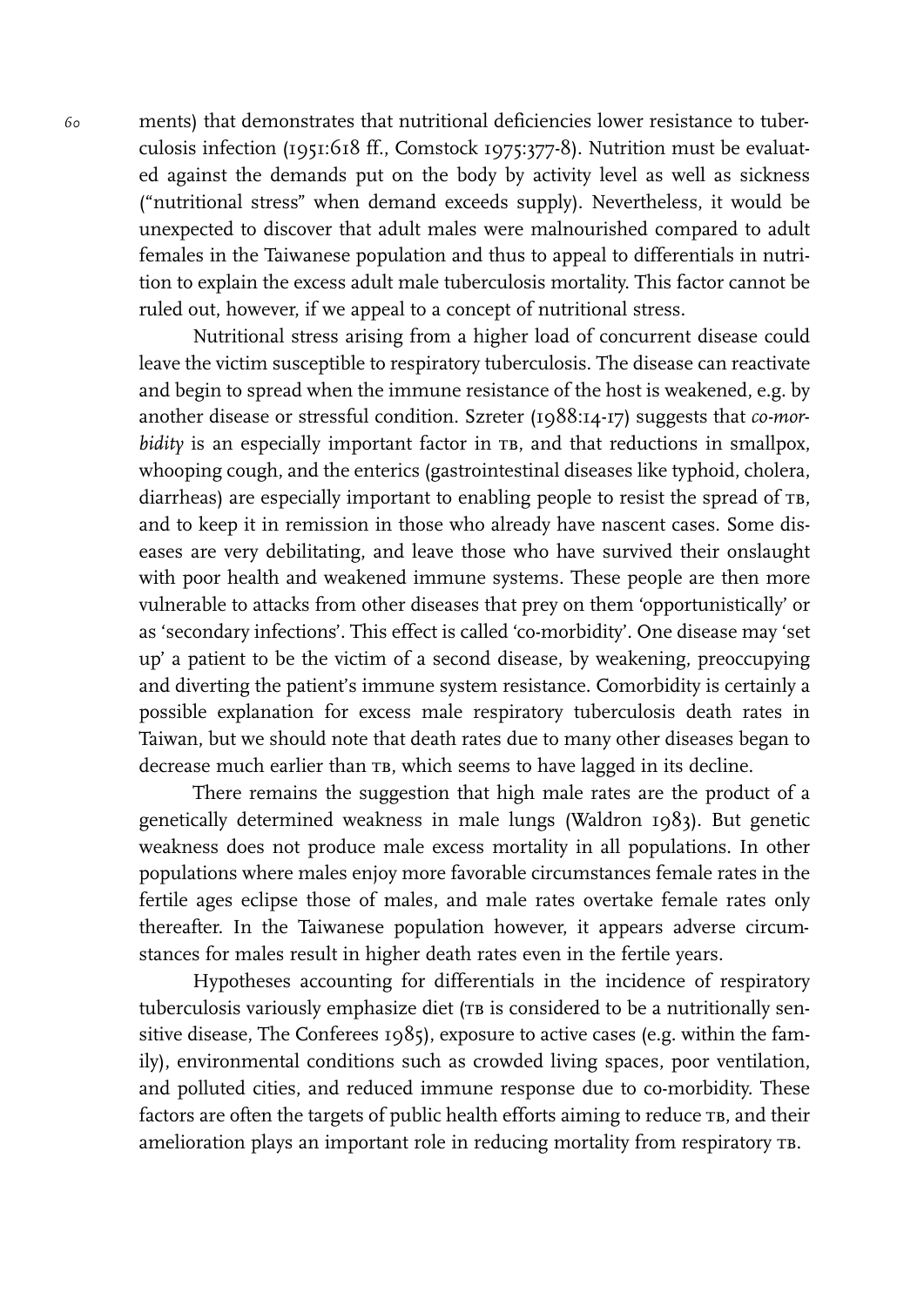ments) that demonstrates that nutritional deficiencies lower resistance to tuberculosis infection (1951:618 ff., Comstock 1975:377-8). Nutrition must be evaluated against the demands put on the body by activity level as well as sickness ("nutritional stress" when demand exceeds supply). Nevertheless, it would be unexpected to discover that adult males were malnourished compared to adult females in the Taiwanese population and thus to appeal to differentials in nutrition to explain the excess adult male tuberculosis mortality. This factor cannot be ruled out, however, if we appeal to a concept of nutritional stress.

Nutritional stress arising from a higher load of concurrent disease could leave the victim susceptible to respiratory tuberculosis. The disease can reactivate and begin to spread when the immune resistance of the host is weakened, e.g. by another disease or stressful condition. Szreter (1988:14-17) suggests that *co-morbidity* is an especially important factor in TB, and that reductions in smallpox, whooping cough, and the enterics (gastrointestinal diseases like typhoid, cholera, diarrheas) are especially important to enabling people to resist the spread of TB, and to keep it in remission in those who already have nascent cases. Some diseases are very debilitating, and leave those who have survived their onslaught with poor health and weakened immune systems. These people are then more vulnerable to attacks from other diseases that prey on them 'opportunistically' or as 'secondary infections'. This effect is called 'co-morbidity'. One disease may 'set up' a patient to be the victim of a second disease, by weakening, preoccupying and diverting the patient's immune system resistance. Comorbidity is certainly a possible explanation for excess male respiratory tuberculosis death rates in Taiwan, but we should note that death rates due to many other diseases began to decrease much earlier than TB, which seems to have lagged in its decline.

There remains the suggestion that high male rates are the product of a genetically determined weakness in male lungs (Waldron 1983). But genetic weakness does not produce male excess mortality in all populations. In other populations where males enjoy more favorable circumstances female rates in the fertile ages eclipse those of males, and male rates overtake female rates only thereafter. In the Taiwanese population however, it appears adverse circumstances for males result in higher death rates even in the fertile years.

Hypotheses accounting for differentials in the incidence of respiratory tuberculosis variously emphasize diet (TB is considered to be a nutritionally sensitive disease, The Conferees 1985), exposure to active cases (e.g. within the family), environmental conditions such as crowded living spaces, poor ventilation, and polluted cities, and reduced immune response due to co-morbidity. These factors are often the targets of public health efforts aiming to reduce TB, and their amelioration plays an important role in reducing mortality from respiratory TB.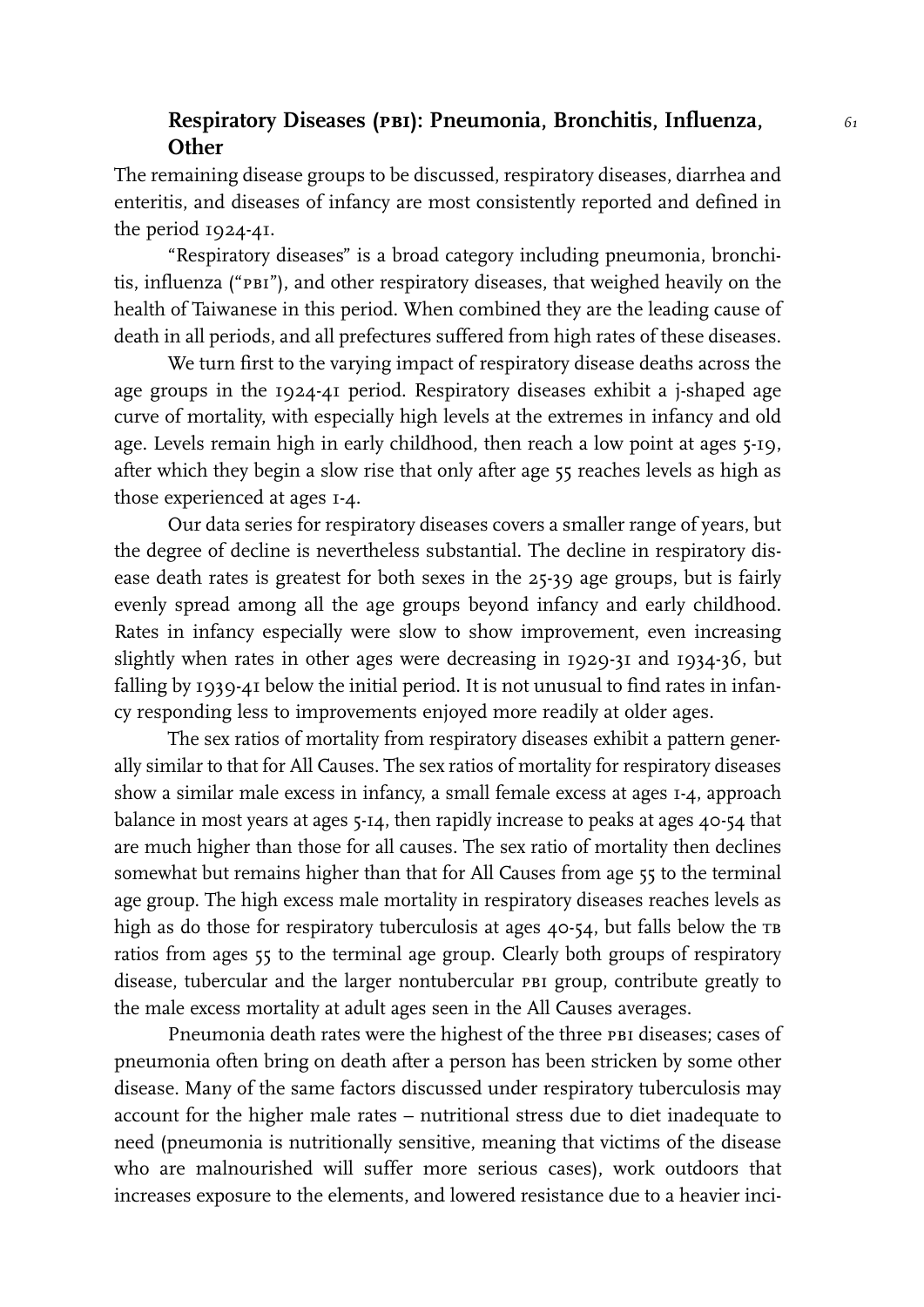## Respiratory Diseases (PBI): Pneumonia, Bronchitis, Influenza, Other

The remaining disease groups to be discussed, respiratory diseases, diarrhea and enteritis, and diseases of infancy are most consistently reported and defined in the period 1924-41.

"Respiratory diseases" is a broad category including pneumonia, bronchitis, influenza ("PBI"), and other respiratory diseases, that weighed heavily on the health of Taiwanese in this period. When combined they are the leading cause of death in all periods, and all prefectures suffered from high rates of these diseases.

We turn first to the varying impact of respiratory disease deaths across the age groups in the 1924-41 period. Respiratory diseases exhibit a j-shaped age curve of mortality, with especially high levels at the extremes in infancy and old age. Levels remain high in early childhood, then reach a low point at ages 5-19, after which they begin a slow rise that only after age 55 reaches levels as high as those experienced at ages 1-4.

Our data series for respiratory diseases covers a smaller range of years, but the degree of decline is nevertheless substantial. The decline in respiratory disease death rates is greatest for both sexes in the 25-39 age groups, but is fairly evenly spread among all the age groups beyond infancy and early childhood. Rates in infancy especially were slow to show improvement, even increasing slightly when rates in other ages were decreasing in 1929-31 and 1934-36, but falling by 1939-41 below the initial period. It is not unusual to find rates in infancy responding less to improvements enjoyed more readily at older ages.

The sex ratios of mortality from respiratory diseases exhibit a pattern generally similar to that for All Causes. The sex ratios of mortality for respiratory diseases show a similar male excess in infancy, a small female excess at ages 1-4, approach balance in most years at ages 5-14, then rapidly increase to peaks at ages 40-54 that are much higher than those for all causes. The sex ratio of mortality then declines somewhat but remains higher than that for All Causes from age 55 to the terminal age group. The high excess male mortality in respiratory diseases reaches levels as high as do those for respiratory tuberculosis at ages 40-54, but falls below the TB ratios from ages 55 to the terminal age group. Clearly both groups of respiratory disease, tubercular and the larger nontubercular PBI group, contribute greatly to the male excess mortality at adult ages seen in the All Causes averages.

Pneumonia death rates were the highest of the three PBI diseases; cases of pneumonia often bring on death after a person has been stricken by some other disease. Many of the same factors discussed under respiratory tuberculosis may account for the higher male rates – nutritional stress due to diet inadequate to need (pneumonia is nutritionally sensitive, meaning that victims of the disease who are malnourished will suffer more serious cases), work outdoors that increases exposure to the elements, and lowered resistance due to a heavier inci-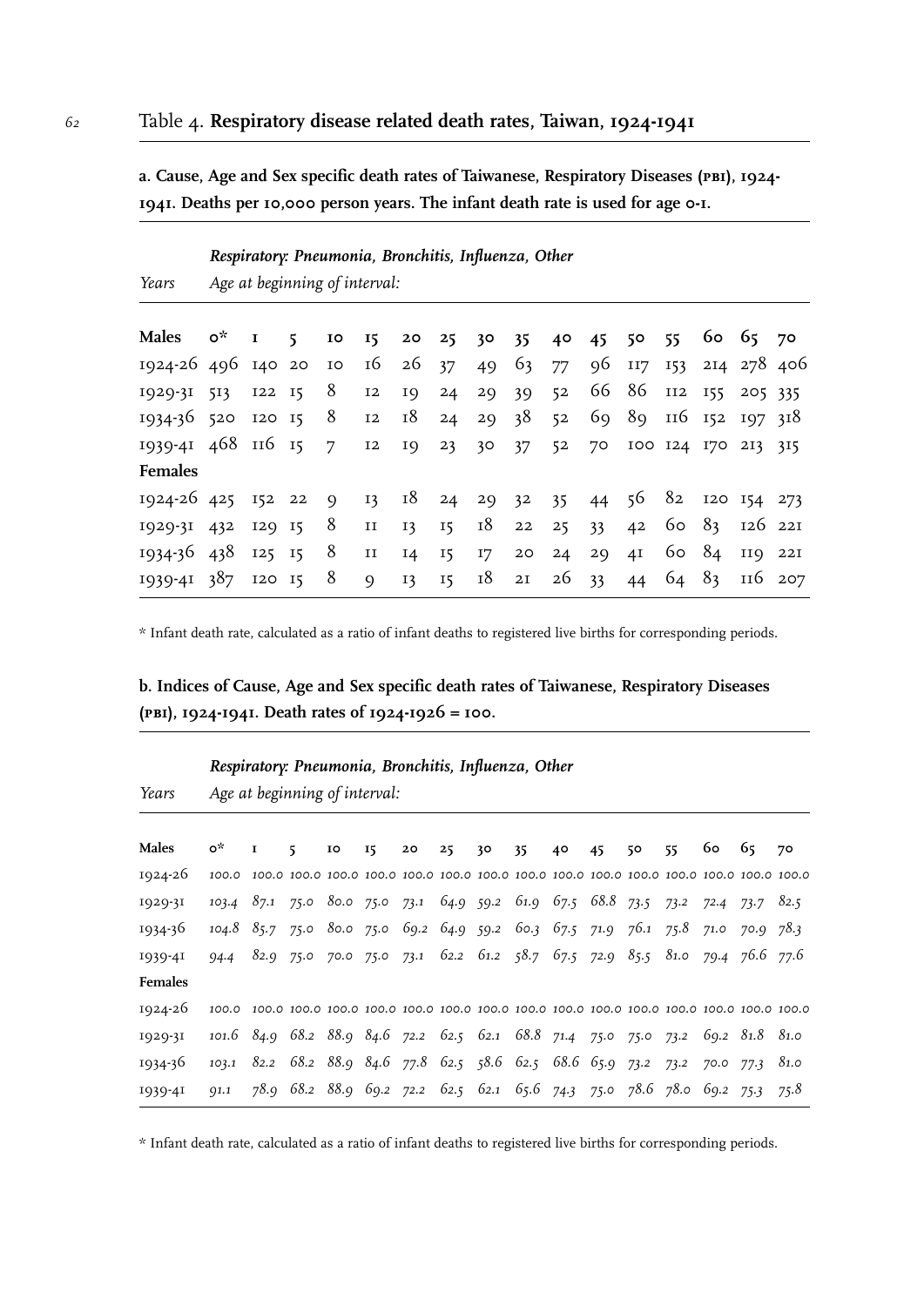## Table 4. **Respiratory disease related death rates, Taiwan, 1924-1941**

**a. Cause, Age and Sex specific death rates of Taiwanese, Respiratory Diseases (PBI), 1924-1941. Deaths per 10,000 person years. The infant death rate is used for age 0-1.**

| *Years* | *Respiratory: Pneumonia, Bronchitis, Influenza, Other* | | | | | | | | | | | | | | | |
|---|---|---|---|---|---|---|---|---|---|---|---|---|---|---|---|---|
| | *Age at beginning of interval:* | | | | | | | | | | | | | | | |
| **Males** | 0* | 1 | 5 | 10 | 15 | 20 | 25 | 30 | 35 | 40 | 45 | 50 | 55 | 60 | 65 | 70 |
| 1924-26 | 496 | 140 | 20 | 10 | 16 | 26 | 37 | 49 | 63 | 77 | 96 | 117 | 153 | 214 | 278 | 406 |
| 1929-31 | 513 | 122 | 15 | 8 | 12 | 19 | 24 | 29 | 39 | 52 | 66 | 86 | 112 | 155 | 205 | 335 |
| 1934-36 | 520 | 120 | 15 | 8 | 12 | 18 | 24 | 29 | 38 | 52 | 69 | 89 | 116 | 152 | 197 | 318 |
| 1939-41 | 468 | 116 | 15 | 7 | 12 | 19 | 23 | 30 | 37 | 52 | 70 | 100 | 124 | 170 | 213 | 315 |
| **Females** | | | | | | | | | | | | | | | | |
| 1924-26 | 425 | 152 | 22 | 9 | 13 | 18 | 24 | 29 | 32 | 35 | 44 | 56 | 82 | 120 | 154 | 273 |
| 1929-31 | 432 | 129 | 15 | 8 | 11 | 13 | 15 | 18 | 22 | 25 | 33 | 42 | 60 | 83 | 126 | 221 |
| 1934-36 | 438 | 125 | 15 | 8 | 11 | 14 | 15 | 17 | 20 | 24 | 29 | 41 | 60 | 84 | 119 | 221 |
| 1939-41 | 387 | 120 | 15 | 8 | 9 | 13 | 15 | 18 | 21 | 26 | 33 | 44 | 64 | 83 | 116 | 207 |

* Infant death rate, calculated as a ratio of infant deaths to registered live births for corresponding periods.

**b. Indices of Cause, Age and Sex specific death rates of Taiwanese, Respiratory Diseases (PBI), 1924-1941. Death rates of 1924-1926 = 100.**

| *Years* | *Respiratory: Pneumonia, Bronchitis, Influenza, Other* | | | | | | | | | | | | | | | |
|---|---|---|---|---|---|---|---|---|---|---|---|---|---|---|---|---|
| | *Age at beginning of interval:* | | | | | | | | | | | | | | | |
| **Males** | 0* | 1 | 5 | 10 | 15 | 20 | 25 | 30 | 35 | 40 | 45 | 50 | 55 | 60 | 65 | 70 |
| 1924-26 | 100.0 | 100.0 | 100.0 | 100.0 | 100.0 | 100.0 | 100.0 | 100.0 | 100.0 | 100.0 | 100.0 | 100.0 | 100.0 | 100.0 | 100.0 | 100.0 |
| 1929-31 | 103.4 | 87.1 | 75.0 | 80.0 | 75.0 | 73.1 | 64.9 | 59.2 | 61.9 | 67.5 | 68.8 | 73.5 | 73.2 | 72.4 | 73.7 | 82.5 |
| 1934-36 | 104.8 | 85.7 | 75.0 | 80.0 | 75.0 | 69.2 | 64.9 | 59.2 | 60.3 | 67.5 | 71.9 | 76.1 | 75.8 | 71.0 | 70.9 | 78.3 |
| 1939-41 | 94.4 | 82.9 | 75.0 | 70.0 | 75.0 | 73.1 | 62.2 | 61.2 | 58.7 | 67.5 | 72.9 | 85.5 | 81.0 | 79.4 | 76.6 | 77.6 |
| **Females** | | | | | | | | | | | | | | | | |
| 1924-26 | 100.0 | 100.0 | 100.0 | 100.0 | 100.0 | 100.0 | 100.0 | 100.0 | 100.0 | 100.0 | 100.0 | 100.0 | 100.0 | 100.0 | 100.0 | 100.0 |
| 1929-31 | 101.6 | 84.9 | 68.2 | 88.9 | 84.6 | 72.2 | 62.5 | 62.1 | 68.8 | 71.4 | 75.0 | 75.0 | 73.2 | 69.2 | 81.8 | 81.0 |
| 1934-36 | 103.1 | 82.2 | 68.2 | 88.9 | 84.6 | 77.8 | 62.5 | 58.6 | 62.5 | 68.6 | 65.9 | 73.2 | 73.2 | 70.0 | 77.3 | 81.0 |
| 1939-41 | 91.1 | 78.9 | 68.2 | 88.9 | 69.2 | 72.2 | 62.5 | 62.1 | 65.6 | 74.3 | 75.0 | 78.6 | 78.0 | 69.2 | 75.3 | 75.8 |

* Infant death rate, calculated as a ratio of infant deaths to registered live births for corresponding periods.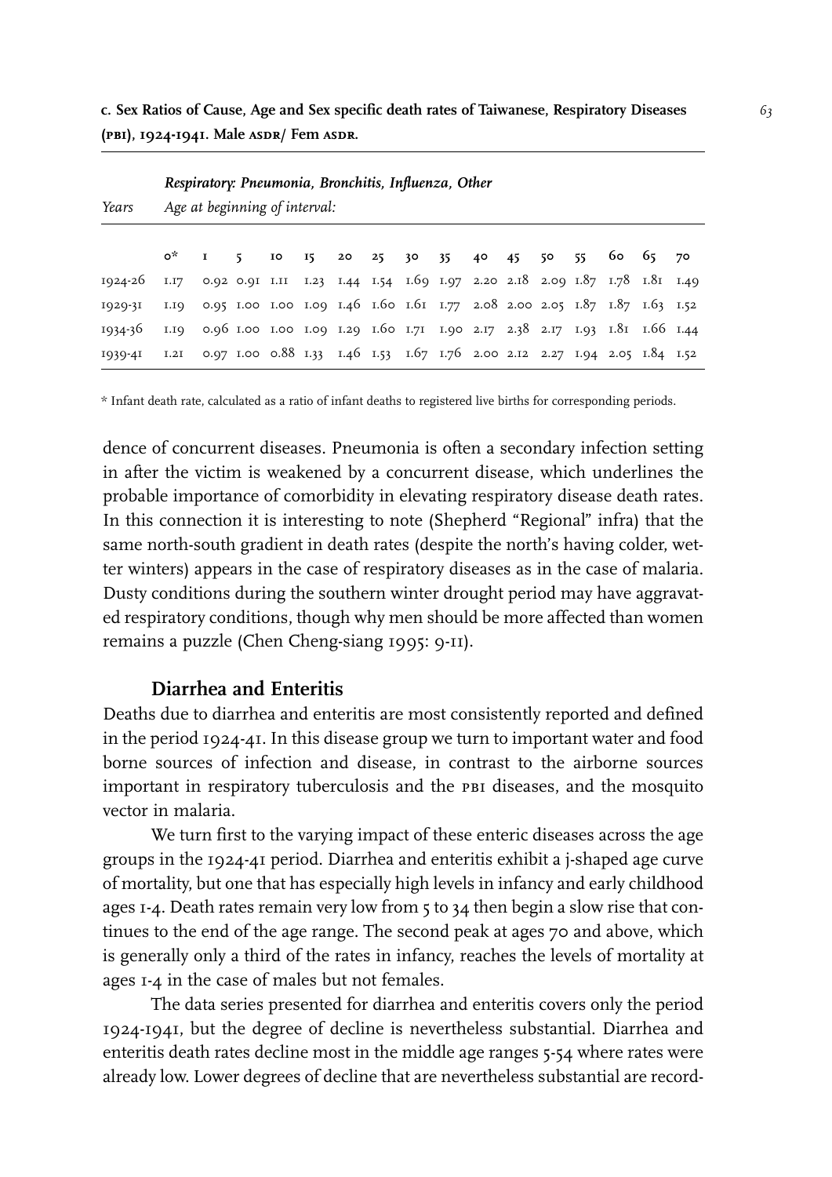**c. Sex Ratios of Cause, Age and Sex specific death rates of Taiwanese, Respiratory Diseases (PBI), 1924-1941. Male ASDR/ Fem ASDR.**

| Years | *Respiratory: Pneumonia, Bronchitis, Influenza, Other* | | | | | | | | | | | | | | | |
|---|---|---|---|---|---|---|---|---|---|---|---|---|---|---|---|---|
| | *Age at beginning of interval:* | | | | | | | | | | | | | | | |
| | 0* | 1 | 5 | 10 | 15 | 20 | 25 | 30 | 35 | 40 | 45 | 50 | 55 | 60 | 65 | 70 |
| 1924-26 | 1.17 | 0.92 | 0.91 | 1.11 | 1.23 | 1.44 | 1.54 | 1.69 | 1.97 | 2.20 | 2.18 | 2.09 | 1.87 | 1.78 | 1.81 | 1.49 |
| 1929-31 | 1.19 | 0.95 | 1.00 | 1.00 | 1.09 | 1.46 | 1.60 | 1.61 | 1.77 | 2.08 | 2.00 | 2.05 | 1.87 | 1.87 | 1.63 | 1.52 |
| 1934-36 | 1.19 | 0.96 | 1.00 | 1.00 | 1.09 | 1.29 | 1.60 | 1.71 | 1.90 | 2.17 | 2.38 | 2.17 | 1.93 | 1.81 | 1.66 | 1.44 |
| 1939-41 | 1.21 | 0.97 | 1.00 | 0.88 | 1.33 | 1.46 | 1.53 | 1.67 | 1.76 | 2.00 | 2.12 | 2.27 | 1.94 | 2.05 | 1.84 | 1.52 |

* Infant death rate, calculated as a ratio of infant deaths to registered live births for corresponding periods.

dence of concurrent diseases. Pneumonia is often a secondary infection setting in after the victim is weakened by a concurrent disease, which underlines the probable importance of comorbidity in elevating respiratory disease death rates. In this connection it is interesting to note (Shepherd "Regional" infra) that the same north-south gradient in death rates (despite the north's having colder, wetter winters) appears in the case of respiratory diseases as in the case of malaria. Dusty conditions during the southern winter drought period may have aggravated respiratory conditions, though why men should be more affected than women remains a puzzle (Chen Cheng-siang 1995: 9-11).

### Diarrhea and Enteritis

Deaths due to diarrhea and enteritis are most consistently reported and defined in the period 1924-41. In this disease group we turn to important water and food borne sources of infection and disease, in contrast to the airborne sources important in respiratory tuberculosis and the PBI diseases, and the mosquito vector in malaria.

We turn first to the varying impact of these enteric diseases across the age groups in the 1924-41 period. Diarrhea and enteritis exhibit a j-shaped age curve of mortality, but one that has especially high levels in infancy and early childhood ages 1-4. Death rates remain very low from 5 to 34 then begin a slow rise that continues to the end of the age range. The second peak at ages 70 and above, which is generally only a third of the rates in infancy, reaches the levels of mortality at ages 1-4 in the case of males but not females.

The data series presented for diarrhea and enteritis covers only the period 1924-1941, but the degree of decline is nevertheless substantial. Diarrhea and enteritis death rates decline most in the middle age ranges 5-54 where rates were already low. Lower degrees of decline that are nevertheless substantial are record-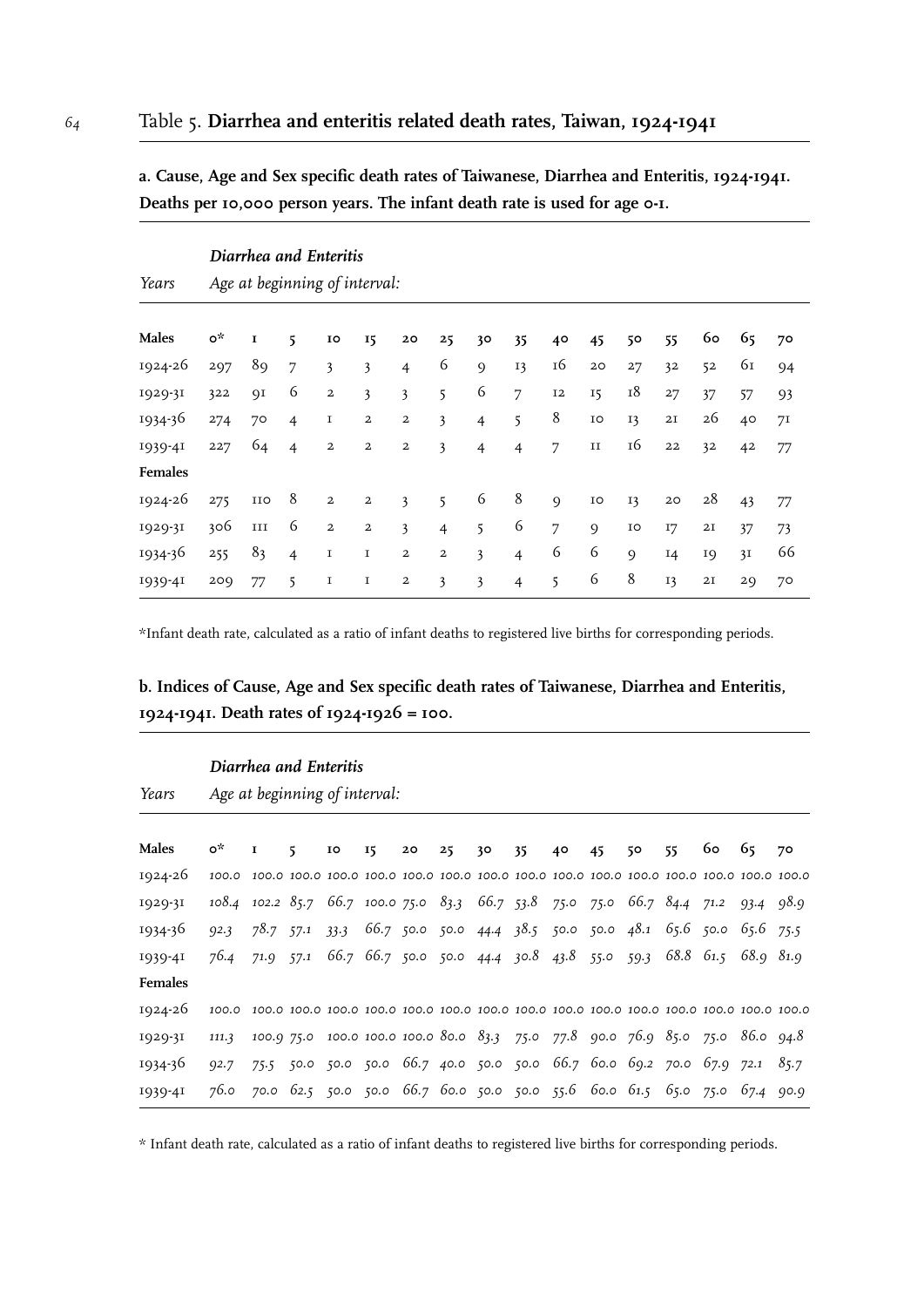## Table 5. **Diarrhea and enteritis related death rates, Taiwan, 1924-1941**

**a. Cause, Age and Sex specific death rates of Taiwanese, Diarrhea and Enteritis, 1924-1941. Deaths per 10,000 person years. The infant death rate is used for age 0-1.**

| Years | *Diarrhea and Enteritis* *Age at beginning of interval:* | | | | | | | | | | | | | | | |
|---|---|---|---|---|---|---|---|---|---|---|---|---|---|---|---|---|
| **Males** | **0*** | **1** | **5** | **10** | **15** | **20** | **25** | **30** | **35** | **40** | **45** | **50** | **55** | **60** | **65** | **70** |
| 1924-26 | 297 | 89 | 7 | 3 | 3 | 4 | 6 | 9 | 13 | 16 | 20 | 27 | 32 | 52 | 61 | 94 |
| 1929-31 | 322 | 91 | 6 | 2 | 3 | 3 | 5 | 6 | 7 | 12 | 15 | 18 | 27 | 37 | 57 | 93 |
| 1934-36 | 274 | 70 | 4 | 1 | 2 | 2 | 3 | 4 | 5 | 8 | 10 | 13 | 21 | 26 | 40 | 71 |
| 1939-41 | 227 | 64 | 4 | 2 | 2 | 2 | 3 | 4 | 4 | 7 | 11 | 16 | 22 | 32 | 42 | 77 |
| **Females** | | | | | | | | | | | | | | | | |
| 1924-26 | 275 | 110 | 8 | 2 | 2 | 3 | 5 | 6 | 8 | 9 | 10 | 13 | 20 | 28 | 43 | 77 |
| 1929-31 | 306 | 111 | 6 | 2 | 2 | 3 | 4 | 5 | 6 | 7 | 9 | 10 | 17 | 21 | 37 | 73 |
| 1934-36 | 255 | 83 | 4 | 1 | 1 | 2 | 2 | 3 | 4 | 6 | 6 | 9 | 14 | 19 | 31 | 66 |
| 1939-41 | 209 | 77 | 5 | 1 | 1 | 2 | 3 | 3 | 4 | 5 | 6 | 8 | 13 | 21 | 29 | 70 |

*Infant death rate, calculated as a ratio of infant deaths to registered live births for corresponding periods.

**b. Indices of Cause, Age and Sex specific death rates of Taiwanese, Diarrhea and Enteritis, 1924-1941. Death rates of 1924-1926 = 100.**

| Years | *Diarrhea and Enteritis* *Age at beginning of interval:* | | | | | | | | | | | | | | | |
|---|---|---|---|---|---|---|---|---|---|---|---|---|---|---|---|---|
| **Males** | **0*** | **1** | **5** | **10** | **15** | **20** | **25** | **30** | **35** | **40** | **45** | **50** | **55** | **60** | **65** | **70** |
| 1924-26 | *100.0* | *100.0* | *100.0* | *100.0* | *100.0* | *100.0* | *100.0* | *100.0* | *100.0* | *100.0* | *100.0* | *100.0* | *100.0* | *100.0* | *100.0* | *100.0* |
| 1929-31 | *108.4* | *102.2* | *85.7* | *66.7* | *100.0* | *75.0* | *83.3* | *66.7* | *53.8* | *75.0* | *75.0* | *66.7* | *84.4* | *71.2* | *93.4* | *98.9* |
| 1934-36 | *92.3* | *78.7* | *57.1* | *33.3* | *66.7* | *50.0* | *50.0* | *44.4* | *38.5* | *50.0* | *50.0* | *48.1* | *65.6* | *50.0* | *65.6* | *75.5* |
| 1939-41 | *76.4* | *71.9* | *57.1* | *66.7* | *66.7* | *50.0* | *50.0* | *44.4* | *30.8* | *43.8* | *55.0* | *59.3* | *68.8* | *61.5* | *68.9* | *81.9* |
| **Females** | | | | | | | | | | | | | | | | |
| 1924-26 | *100.0* | *100.0* | *100.0* | *100.0* | *100.0* | *100.0* | *100.0* | *100.0* | *100.0* | *100.0* | *100.0* | *100.0* | *100.0* | *100.0* | *100.0* | *100.0* |
| 1929-31 | *111.3* | *100.9* | *75.0* | *100.0* | *100.0* | *100.0* | *80.0* | *83.3* | *75.0* | *77.8* | *90.0* | *76.9* | *85.0* | *75.0* | *86.0* | *94.8* |
| 1934-36 | *92.7* | *75.5* | *50.0* | *50.0* | *50.0* | *66.7* | *40.0* | *50.0* | *50.0* | *66.7* | *60.0* | *69.2* | *70.0* | *67.9* | *72.1* | *85.7* |
| 1939-41 | *76.0* | *70.0* | *62.5* | *50.0* | *50.0* | *66.7* | *60.0* | *50.0* | *50.0* | *55.6* | *60.0* | *61.5* | *65.0* | *75.0* | *67.4* | *90.9* |

\* Infant death rate, calculated as a ratio of infant deaths to registered live births for corresponding periods.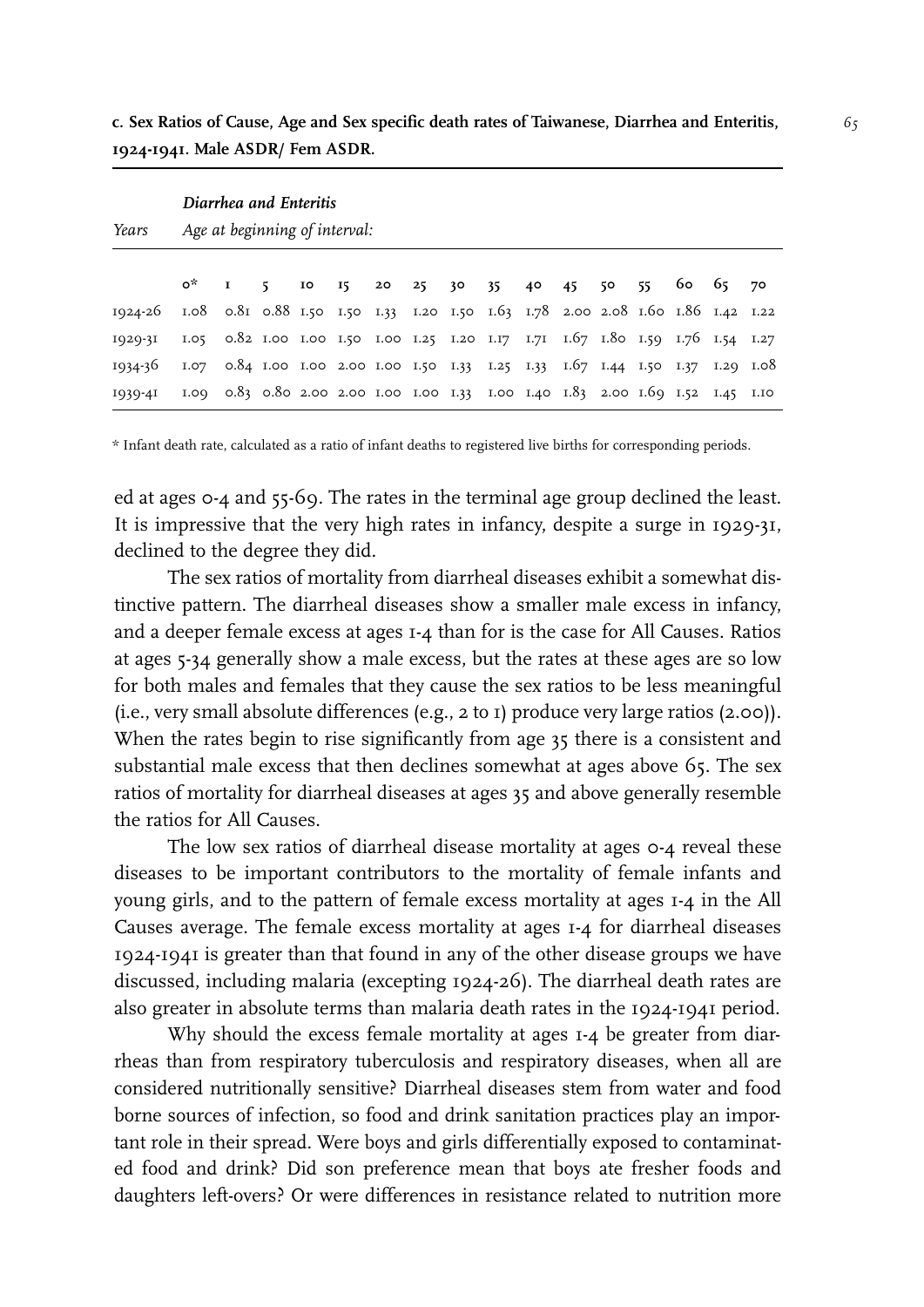**c. Sex Ratios of Cause, Age and Sex specific death rates of Taiwanese, Diarrhea and Enteritis, 1924-1941. Male ASDR/ Fem ASDR.**

| Years | *Diarrhea and Enteritis* | | | | | | | | | | | | | | | |
|---|---|---|---|---|---|---|---|---|---|---|---|---|---|---|---|---|
| | *Age at beginning of interval:* | | | | | | | | | | | | | | | |
| | 0* | 1 | 5 | 10 | 15 | 20 | 25 | 30 | 35 | 40 | 45 | 50 | 55 | 60 | 65 | 70 |
| 1924-26 | 1.08 | 0.81 | 0.88 | 1.50 | 1.50 | 1.33 | 1.20 | 1.50 | 1.63 | 1.78 | 2.00 | 2.08 | 1.60 | 1.86 | 1.42 | 1.22 |
| 1929-31 | 1.05 | 0.82 | 1.00 | 1.00 | 1.50 | 1.00 | 1.25 | 1.20 | 1.17 | 1.71 | 1.67 | 1.80 | 1.59 | 1.76 | 1.54 | 1.27 |
| 1934-36 | 1.07 | 0.84 | 1.00 | 1.00 | 2.00 | 1.00 | 1.50 | 1.33 | 1.25 | 1.33 | 1.67 | 1.44 | 1.50 | 1.37 | 1.29 | 1.08 |
| 1939-41 | 1.09 | 0.83 | 0.80 | 2.00 | 2.00 | 1.00 | 1.00 | 1.33 | 1.00 | 1.40 | 1.83 | 2.00 | 1.69 | 1.52 | 1.45 | 1.10 |

\* Infant death rate, calculated as a ratio of infant deaths to registered live births for corresponding periods.

ed at ages 0-4 and 55-69. The rates in the terminal age group declined the least. It is impressive that the very high rates in infancy, despite a surge in 1929-31, declined to the degree they did.

The sex ratios of mortality from diarrheal diseases exhibit a somewhat distinctive pattern. The diarrheal diseases show a smaller male excess in infancy, and a deeper female excess at ages 1-4 than for is the case for All Causes. Ratios at ages 5-34 generally show a male excess, but the rates at these ages are so low for both males and females that they cause the sex ratios to be less meaningful (i.e., very small absolute differences (e.g., 2 to 1) produce very large ratios (2.00)). When the rates begin to rise significantly from age 35 there is a consistent and substantial male excess that then declines somewhat at ages above 65. The sex ratios of mortality for diarrheal diseases at ages 35 and above generally resemble the ratios for All Causes.

The low sex ratios of diarrheal disease mortality at ages 0-4 reveal these diseases to be important contributors to the mortality of female infants and young girls, and to the pattern of female excess mortality at ages 1-4 in the All Causes average. The female excess mortality at ages 1-4 for diarrheal diseases 1924-1941 is greater than that found in any of the other disease groups we have discussed, including malaria (excepting 1924-26). The diarrheal death rates are also greater in absolute terms than malaria death rates in the 1924-1941 period.

Why should the excess female mortality at ages 1-4 be greater from diarrheas than from respiratory tuberculosis and respiratory diseases, when all are considered nutritionally sensitive? Diarrheal diseases stem from water and food borne sources of infection, so food and drink sanitation practices play an important role in their spread. Were boys and girls differentially exposed to contaminated food and drink? Did son preference mean that boys ate fresher foods and daughters left-overs? Or were differences in resistance related to nutrition more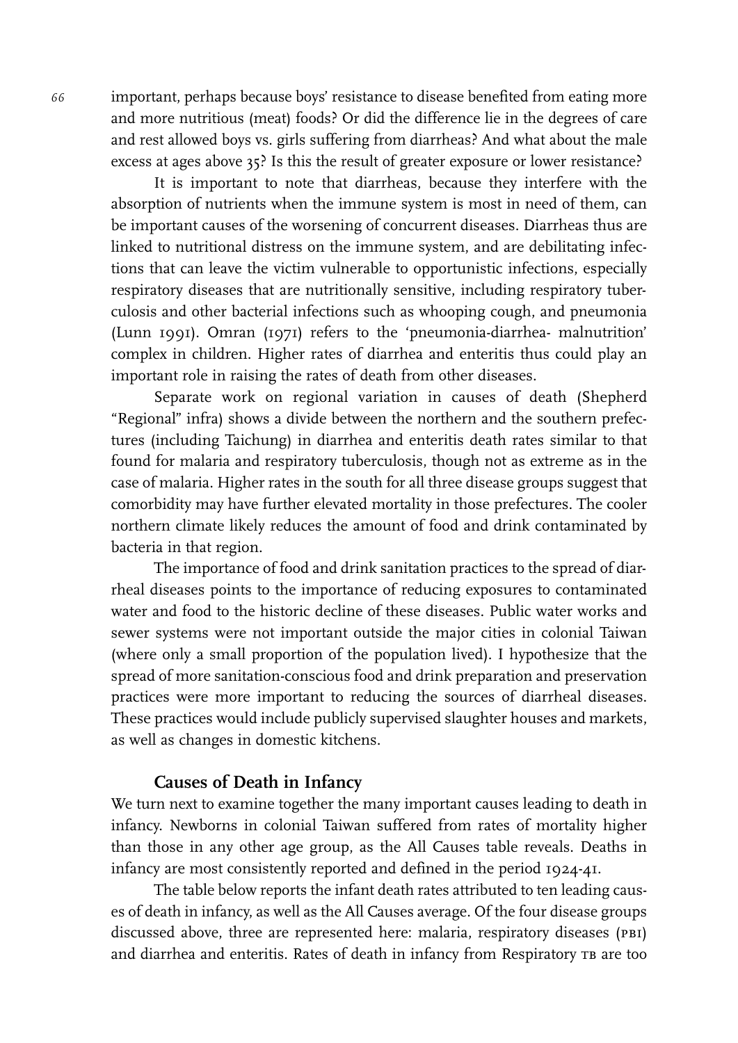important, perhaps because boys' resistance to disease benefited from eating more and more nutritious (meat) foods? Or did the difference lie in the degrees of care and rest allowed boys vs. girls suffering from diarrheas? And what about the male excess at ages above 35? Is this the result of greater exposure or lower resistance?

It is important to note that diarrheas, because they interfere with the absorption of nutrients when the immune system is most in need of them, can be important causes of the worsening of concurrent diseases. Diarrheas thus are linked to nutritional distress on the immune system, and are debilitating infections that can leave the victim vulnerable to opportunistic infections, especially respiratory diseases that are nutritionally sensitive, including respiratory tuberculosis and other bacterial infections such as whooping cough, and pneumonia (Lunn 1991). Omran (1971) refers to the 'pneumonia-diarrhea- malnutrition' complex in children. Higher rates of diarrhea and enteritis thus could play an important role in raising the rates of death from other diseases.

Separate work on regional variation in causes of death (Shepherd "Regional" infra) shows a divide between the northern and the southern prefectures (including Taichung) in diarrhea and enteritis death rates similar to that found for malaria and respiratory tuberculosis, though not as extreme as in the case of malaria. Higher rates in the south for all three disease groups suggest that comorbidity may have further elevated mortality in those prefectures. The cooler northern climate likely reduces the amount of food and drink contaminated by bacteria in that region.

The importance of food and drink sanitation practices to the spread of diarrheal diseases points to the importance of reducing exposures to contaminated water and food to the historic decline of these diseases. Public water works and sewer systems were not important outside the major cities in colonial Taiwan (where only a small proportion of the population lived). I hypothesize that the spread of more sanitation-conscious food and drink preparation and preservation practices were more important to reducing the sources of diarrheal diseases. These practices would include publicly supervised slaughter houses and markets, as well as changes in domestic kitchens.

## Causes of Death in Infancy

We turn next to examine together the many important causes leading to death in infancy. Newborns in colonial Taiwan suffered from rates of mortality higher than those in any other age group, as the All Causes table reveals. Deaths in infancy are most consistently reported and defined in the period 1924-41.

The table below reports the infant death rates attributed to ten leading causes of death in infancy, as well as the All Causes average. Of the four disease groups discussed above, three are represented here: malaria, respiratory diseases (PBI) and diarrhea and enteritis. Rates of death in infancy from Respiratory TB are too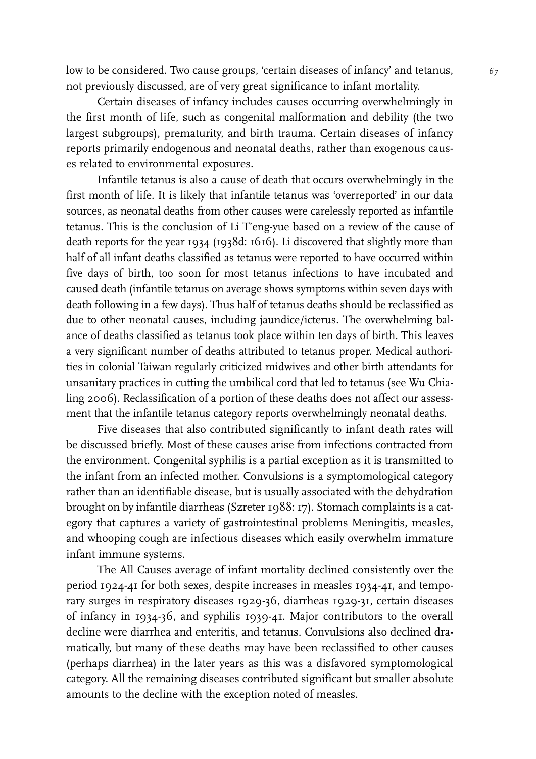low to be considered. Two cause groups, 'certain diseases of infancy' and tetanus, not previously discussed, are of very great significance to infant mortality.

Certain diseases of infancy includes causes occurring overwhelmingly in the first month of life, such as congenital malformation and debility (the two largest subgroups), prematurity, and birth trauma. Certain diseases of infancy reports primarily endogenous and neonatal deaths, rather than exogenous causes related to environmental exposures.

Infantile tetanus is also a cause of death that occurs overwhelmingly in the first month of life. It is likely that infantile tetanus was 'overreported' in our data sources, as neonatal deaths from other causes were carelessly reported as infantile tetanus. This is the conclusion of Li T'eng-yue based on a review of the cause of death reports for the year 1934 (1938d: 1616). Li discovered that slightly more than half of all infant deaths classified as tetanus were reported to have occurred within five days of birth, too soon for most tetanus infections to have incubated and caused death (infantile tetanus on average shows symptoms within seven days with death following in a few days). Thus half of tetanus deaths should be reclassified as due to other neonatal causes, including jaundice/icterus. The overwhelming balance of deaths classified as tetanus took place within ten days of birth. This leaves a very significant number of deaths attributed to tetanus proper. Medical authorities in colonial Taiwan regularly criticized midwives and other birth attendants for unsanitary practices in cutting the umbilical cord that led to tetanus (see Wu Chialing 2006). Reclassification of a portion of these deaths does not affect our assessment that the infantile tetanus category reports overwhelmingly neonatal deaths.

Five diseases that also contributed significantly to infant death rates will be discussed briefly. Most of these causes arise from infections contracted from the environment. Congenital syphilis is a partial exception as it is transmitted to the infant from an infected mother. Convulsions is a symptomological category rather than an identifiable disease, but is usually associated with the dehydration brought on by infantile diarrheas (Szreter 1988: 17). Stomach complaints is a category that captures a variety of gastrointestinal problems Meningitis, measles, and whooping cough are infectious diseases which easily overwhelm immature infant immune systems.

The All Causes average of infant mortality declined consistently over the period 1924-41 for both sexes, despite increases in measles 1934-41, and temporary surges in respiratory diseases 1929-36, diarrheas 1929-31, certain diseases of infancy in 1934-36, and syphilis 1939-41. Major contributors to the overall decline were diarrhea and enteritis, and tetanus. Convulsions also declined dramatically, but many of these deaths may have been reclassified to other causes (perhaps diarrhea) in the later years as this was a disfavored symptomological category. All the remaining diseases contributed significant but smaller absolute amounts to the decline with the exception noted of measles.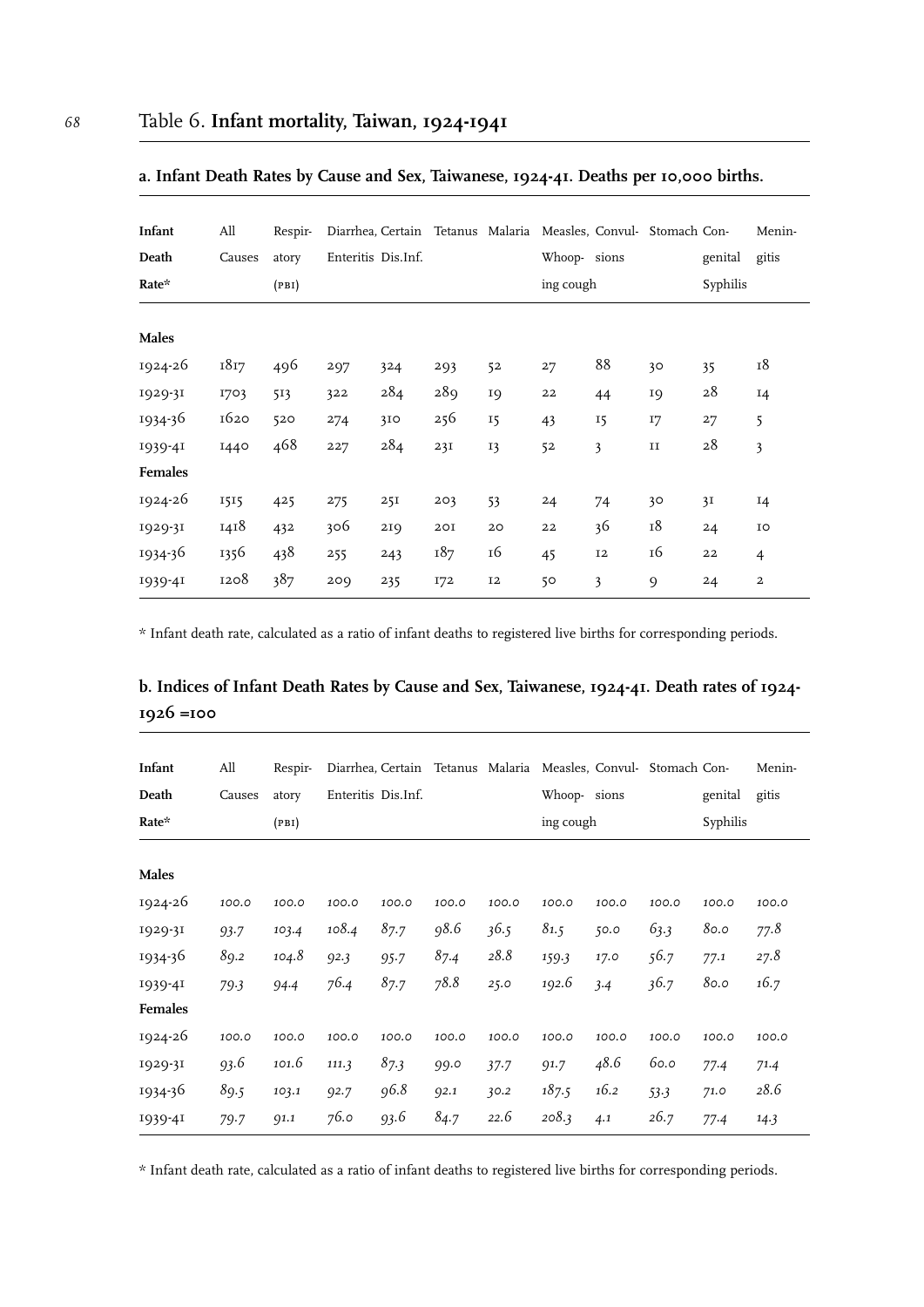# Table 6. **Infant mortality, Taiwan, 1924-1941**

## a. Infant Death Rates by Cause and Sex, Taiwanese, 1924-41. Deaths per 10,000 births.

| Infant Death Rate* | All Causes | Respiratory (PBI) | Diarrhea, Enteritis | Certain Dis.Inf. | Tetanus | Malaria | Measles, Whooping cough | Convulsions | Stomach | Congenital Syphilis | Meningitis |
|---|---|---|---|---|---|---|---|---|---|---|---|
| **Males** | | | | | | | | | | | |
| 1924-26 | 1817 | 496 | 297 | 324 | 293 | 52 | 27 | 88 | 30 | 35 | 18 |
| 1929-31 | 1703 | 513 | 322 | 284 | 289 | 19 | 22 | 44 | 19 | 28 | 14 |
| 1934-36 | 1620 | 520 | 274 | 310 | 256 | 15 | 43 | 15 | 17 | 27 | 5 |
| 1939-41 | 1440 | 468 | 227 | 284 | 231 | 13 | 52 | 3 | 11 | 28 | 3 |
| **Females** | | | | | | | | | | | |
| 1924-26 | 1515 | 425 | 275 | 251 | 203 | 53 | 24 | 74 | 30 | 31 | 14 |
| 1929-31 | 1418 | 432 | 306 | 219 | 201 | 20 | 22 | 36 | 18 | 24 | 10 |
| 1934-36 | 1356 | 438 | 255 | 243 | 187 | 16 | 45 | 12 | 16 | 22 | 4 |
| 1939-41 | 1208 | 387 | 209 | 235 | 172 | 12 | 50 | 3 | 9 | 24 | 2 |

* Infant death rate, calculated as a ratio of infant deaths to registered live births for corresponding periods.

## b. Indices of Infant Death Rates by Cause and Sex, Taiwanese, 1924-41. Death rates of 1924-1926 =100

| Infant Death Rate* | All Causes | Respiratory (PBI) | Diarrhea, Enteritis | Certain Dis.Inf. | Tetanus | Malaria | Measles, Whooping cough | Convulsions | Stomach | Congenital Syphilis | Meningitis |
|---|---|---|---|---|---|---|---|---|---|---|---|
| **Males** | | | | | | | | | | | |
| 1924-26 | *100.0* | *100.0* | *100.0* | *100.0* | *100.0* | *100.0* | *100.0* | *100.0* | *100.0* | *100.0* | *100.0* |
| 1929-31 | *93.7* | *103.4* | *108.4* | *87.7* | *98.6* | *36.5* | *81.5* | *50.0* | *63.3* | *80.0* | *77.8* |
| 1934-36 | *89.2* | *104.8* | *92.3* | *95.7* | *87.4* | *28.8* | *159.3* | *17.0* | *56.7* | *77.1* | *27.8* |
| 1939-41 | *79.3* | *94.4* | *76.4* | *87.7* | *78.8* | *25.0* | *192.6* | *3.4* | *36.7* | *80.0* | *16.7* |
| **Females** | | | | | | | | | | | |
| 1924-26 | *100.0* | *100.0* | *100.0* | *100.0* | *100.0* | *100.0* | *100.0* | *100.0* | *100.0* | *100.0* | *100.0* |
| 1929-31 | *93.6* | *101.6* | *111.3* | *87.3* | *99.0* | *37.7* | *91.7* | *48.6* | *60.0* | *77.4* | *71.4* |
| 1934-36 | *89.5* | *103.1* | *92.7* | *96.8* | *92.1* | *30.2* | *187.5* | *16.2* | *53.3* | *71.0* | *28.6* |
| 1939-41 | *79.7* | *91.1* | *76.0* | *93.6* | *84.7* | *22.6* | *208.3* | *4.1* | *26.7* | *77.4* | *14.3* |

* Infant death rate, calculated as a ratio of infant deaths to registered live births for corresponding periods.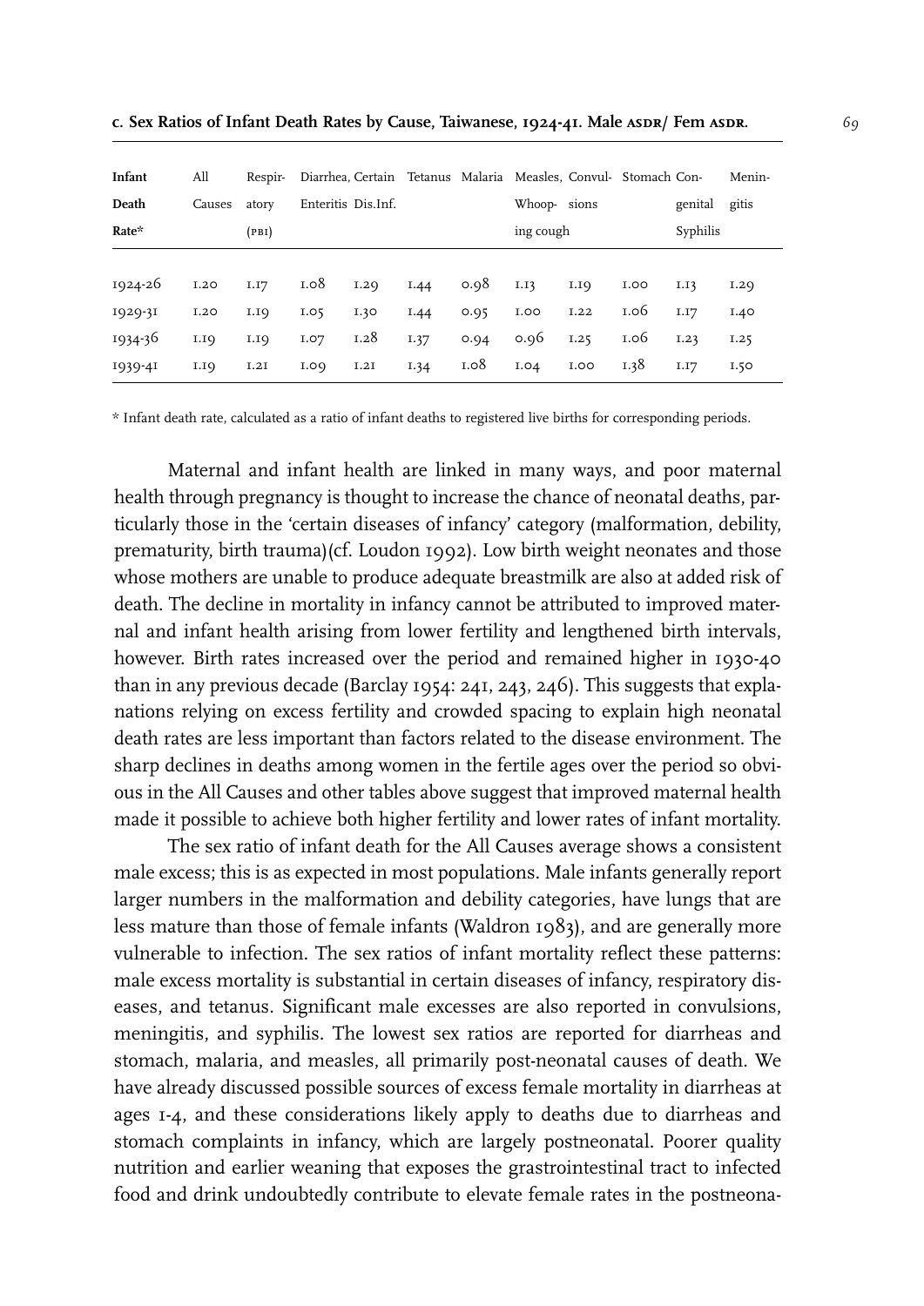**c. Sex Ratios of Infant Death Rates by Cause, Taiwanese, 1924-41. Male ASDR/ Fem ASDR.**

| Infant Death Rate* | All Causes | Respiratory (PBI) | Diarrhea, Enteritis | Certain Dis.Inf. | Tetanus | Malaria | Measles, Whooping cough | Convulsions | Stomach | Congenital Syphilis | Meningitis |
|---|---|---|---|---|---|---|---|---|---|---|---|
| 1924-26 | 1.20 | 1.17 | 1.08 | 1.29 | 1.44 | 0.98 | 1.13 | 1.19 | 1.00 | 1.13 | 1.29 |
| 1929-31 | 1.20 | 1.19 | 1.05 | 1.30 | 1.44 | 0.95 | 1.00 | 1.22 | 1.06 | 1.17 | 1.40 |
| 1934-36 | 1.19 | 1.19 | 1.07 | 1.28 | 1.37 | 0.94 | 0.96 | 1.25 | 1.06 | 1.23 | 1.25 |
| 1939-41 | 1.19 | 1.21 | 1.09 | 1.21 | 1.34 | 1.08 | 1.04 | 1.00 | 1.38 | 1.17 | 1.50 |

* Infant death rate, calculated as a ratio of infant deaths to registered live births for corresponding periods.

Maternal and infant health are linked in many ways, and poor maternal health through pregnancy is thought to increase the chance of neonatal deaths, particularly those in the 'certain diseases of infancy' category (malformation, debility, prematurity, birth trauma)(cf. Loudon 1992). Low birth weight neonates and those whose mothers are unable to produce adequate breastmilk are also at added risk of death. The decline in mortality in infancy cannot be attributed to improved maternal and infant health arising from lower fertility and lengthened birth intervals, however. Birth rates increased over the period and remained higher in 1930-40 than in any previous decade (Barclay 1954: 241, 243, 246). This suggests that explanations relying on excess fertility and crowded spacing to explain high neonatal death rates are less important than factors related to the disease environment. The sharp declines in deaths among women in the fertile ages over the period so obvious in the All Causes and other tables above suggest that improved maternal health made it possible to achieve both higher fertility and lower rates of infant mortality.

The sex ratio of infant death for the All Causes average shows a consistent male excess; this is as expected in most populations. Male infants generally report larger numbers in the malformation and debility categories, have lungs that are less mature than those of female infants (Waldron 1983), and are generally more vulnerable to infection. The sex ratios of infant mortality reflect these patterns: male excess mortality is substantial in certain diseases of infancy, respiratory diseases, and tetanus. Significant male excesses are also reported in convulsions, meningitis, and syphilis. The lowest sex ratios are reported for diarrheas and stomach, malaria, and measles, all primarily post-neonatal causes of death. We have already discussed possible sources of excess female mortality in diarrheas at ages 1-4, and these considerations likely apply to deaths due to diarrheas and stomach complaints in infancy, which are largely postneonatal. Poorer quality nutrition and earlier weaning that exposes the grastrointestinal tract to infected food and drink undoubtedly contribute to elevate female rates in the postneona-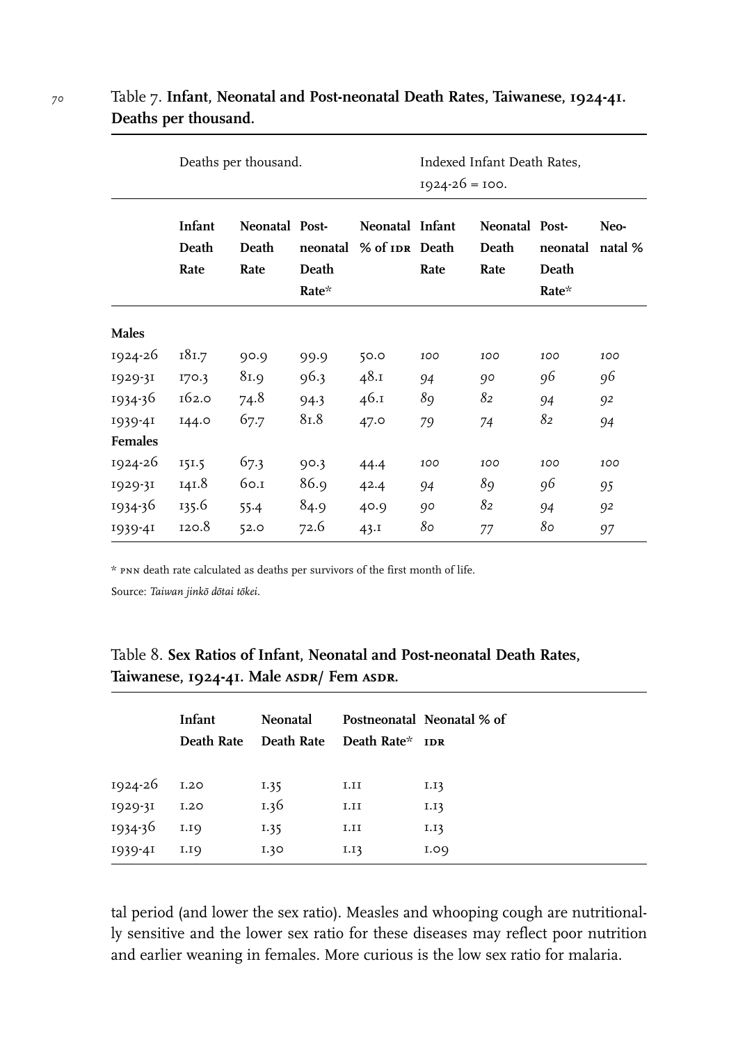Table 7. **Infant, Neonatal and Post-neonatal Death Rates, Taiwanese, 1924-41. Deaths per thousand.**

| | Deaths per thousand. | | | | Indexed Infant Death Rates, 1924-26 = 100. | | | |
|---|---|---|---|---|---|---|---|---|
| | **Infant Death Rate** | **Neonatal Death Rate** | **Post-neonatal Death Rate*** | **Neonatal % of IDR** | **Infant Death Rate** | **Neonatal Death Rate** | **Post-neonatal Death Rate*** | **Neo-natal %** |
| **Males** | | | | | | | | |
| 1924-26 | 181.7 | 90.9 | 99.9 | 50.0 | *100* | *100* | *100* | *100* |
| 1929-31 | 170.3 | 81.9 | 96.3 | 48.1 | *94* | *90* | *96* | *96* |
| 1934-36 | 162.0 | 74.8 | 94.3 | 46.1 | *89* | *82* | *94* | *92* |
| 1939-41 | 144.0 | 67.7 | 81.8 | 47.0 | *79* | *74* | *82* | *94* |
| **Females** | | | | | | | | |
| 1924-26 | 151.5 | 67.3 | 90.3 | 44.4 | *100* | *100* | *100* | *100* |
| 1929-31 | 141.8 | 60.1 | 86.9 | 42.4 | *94* | *89* | *96* | *95* |
| 1934-36 | 135.6 | 55.4 | 84.9 | 40.9 | *90* | *82* | *94* | *92* |
| 1939-41 | 120.8 | 52.0 | 72.6 | 43.1 | *80* | *77* | *80* | *97* |

\* PNN death rate calculated as deaths per survivors of the first month of life.

Source: *Taiwan jinkō dōtai tōkei*.

Table 8. **Sex Ratios of Infant, Neonatal and Post-neonatal Death Rates, Taiwanese, 1924-41. Male ASDR/ Fem ASDR.**

| | **Infant Death Rate** | **Neonatal Death Rate** | **Postneonatal Death Rate*** | **Neonatal % of IDR** |
|---|---|---|---|---|
| 1924-26 | 1.20 | 1.35 | 1.11 | 1.13 |
| 1929-31 | 1.20 | 1.36 | 1.11 | 1.13 |
| 1934-36 | 1.19 | 1.35 | 1.11 | 1.13 |
| 1939-41 | 1.19 | 1.30 | 1.13 | 1.09 |

tal period (and lower the sex ratio). Measles and whooping cough are nutritionally sensitive and the lower sex ratio for these diseases may reflect poor nutrition and earlier weaning in females. More curious is the low sex ratio for malaria.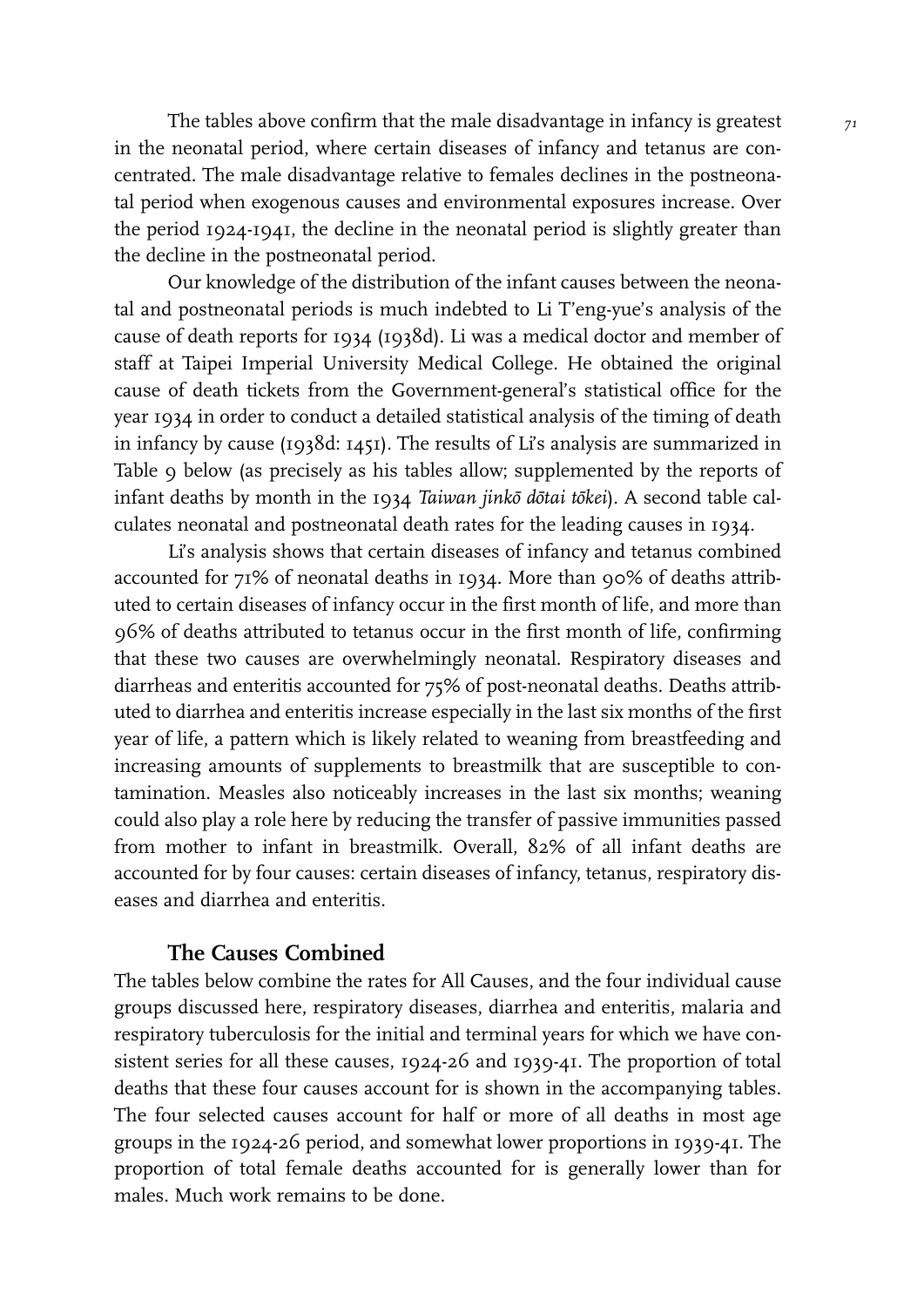The tables above confirm that the male disadvantage in infancy is greatest in the neonatal period, where certain diseases of infancy and tetanus are concentrated. The male disadvantage relative to females declines in the postneonatal period when exogenous causes and environmental exposures increase. Over the period 1924-1941, the decline in the neonatal period is slightly greater than the decline in the postneonatal period.

Our knowledge of the distribution of the infant causes between the neonatal and postneonatal periods is much indebted to Li T'eng-yue's analysis of the cause of death reports for 1934 (1938d). Li was a medical doctor and member of staff at Taipei Imperial University Medical College. He obtained the original cause of death tickets from the Government-general's statistical office for the year 1934 in order to conduct a detailed statistical analysis of the timing of death in infancy by cause (1938d: 1451). The results of Li's analysis are summarized in Table 9 below (as precisely as his tables allow; supplemented by the reports of infant deaths by month in the 1934 *Taiwan jinkō dōtai tōkei*). A second table calculates neonatal and postneonatal death rates for the leading causes in 1934.

Li's analysis shows that certain diseases of infancy and tetanus combined accounted for 71% of neonatal deaths in 1934. More than 90% of deaths attributed to certain diseases of infancy occur in the first month of life, and more than 96% of deaths attributed to tetanus occur in the first month of life, confirming that these two causes are overwhelmingly neonatal. Respiratory diseases and diarrheas and enteritis accounted for 75% of post-neonatal deaths. Deaths attributed to diarrhea and enteritis increase especially in the last six months of the first year of life, a pattern which is likely related to weaning from breastfeeding and increasing amounts of supplements to breastmilk that are susceptible to contamination. Measles also noticeably increases in the last six months; weaning could also play a role here by reducing the transfer of passive immunities passed from mother to infant in breastmilk. Overall, 82% of all infant deaths are accounted for by four causes: certain diseases of infancy, tetanus, respiratory diseases and diarrhea and enteritis.

## The Causes Combined

The tables below combine the rates for All Causes, and the four individual cause groups discussed here, respiratory diseases, diarrhea and enteritis, malaria and respiratory tuberculosis for the initial and terminal years for which we have consistent series for all these causes, 1924-26 and 1939-41. The proportion of total deaths that these four causes account for is shown in the accompanying tables. The four selected causes account for half or more of all deaths in most age groups in the 1924-26 period, and somewhat lower proportions in 1939-41. The proportion of total female deaths accounted for is generally lower than for males. Much work remains to be done.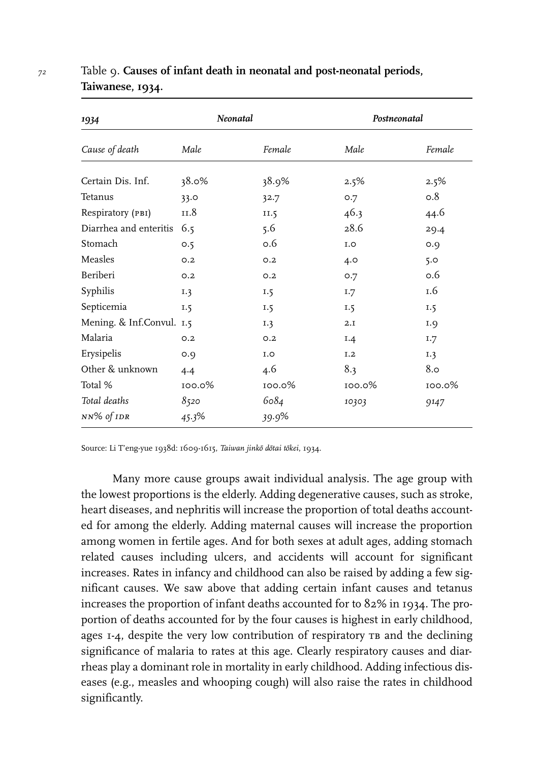Table 9. **Causes of infant death in neonatal and post-neonatal periods, Taiwanese, 1934.**

| *1934* | *Neonatal* | | *Postneonatal* | |
|---|---|---|---|---|
| *Cause of death* | *Male* | *Female* | *Male* | *Female* |
| Certain Dis. Inf. | 38.0% | 38.9% | 2.5% | 2.5% |
| Tetanus | 33.0 | 32.7 | 0.7 | 0.8 |
| Respiratory (PBI) | 11.8 | 11.5 | 46.3 | 44.6 |
| Diarrhea and enteritis | 6.5 | 5.6 | 28.6 | 29.4 |
| Stomach | 0.5 | 0.6 | 1.0 | 0.9 |
| Measles | 0.2 | 0.2 | 4.0 | 5.0 |
| Beriberi | 0.2 | 0.2 | 0.7 | 0.6 |
| Syphilis | 1.3 | 1.5 | 1.7 | 1.6 |
| Septicemia | 1.5 | 1.5 | 1.5 | 1.5 |
| Mening. & Inf.Convul. | 1.5 | 1.3 | 2.1 | 1.9 |
| Malaria | 0.2 | 0.2 | 1.4 | 1.7 |
| Erysipelis | 0.9 | 1.0 | 1.2 | 1.3 |
| Other & unknown | 4.4 | 4.6 | 8.3 | 8.0 |
| Total % | 100.0% | 100.0% | 100.0% | 100.0% |
| *Total deaths* | *8520* | *6084* | *10303* | *9147* |
| *NN% of IDR* | *45.3%* | *39.9%* | | |

Source: Li T'eng-yue 1938d: 1609-1615, *Taiwan jinkō dōtai tōkei*, 1934.

Many more cause groups await individual analysis. The age group with the lowest proportions is the elderly. Adding degenerative causes, such as stroke, heart diseases, and nephritis will increase the proportion of total deaths accounted for among the elderly. Adding maternal causes will increase the proportion among women in fertile ages. And for both sexes at adult ages, adding stomach related causes including ulcers, and accidents will account for significant increases. Rates in infancy and childhood can also be raised by adding a few significant causes. We saw above that adding certain infant causes and tetanus increases the proportion of infant deaths accounted for to 82% in 1934. The proportion of deaths accounted for by the four causes is highest in early childhood, ages 1-4, despite the very low contribution of respiratory TB and the declining significance of malaria to rates at this age. Clearly respiratory causes and diarrheas play a dominant role in mortality in early childhood. Adding infectious diseases (e.g., measles and whooping cough) will also raise the rates in childhood significantly.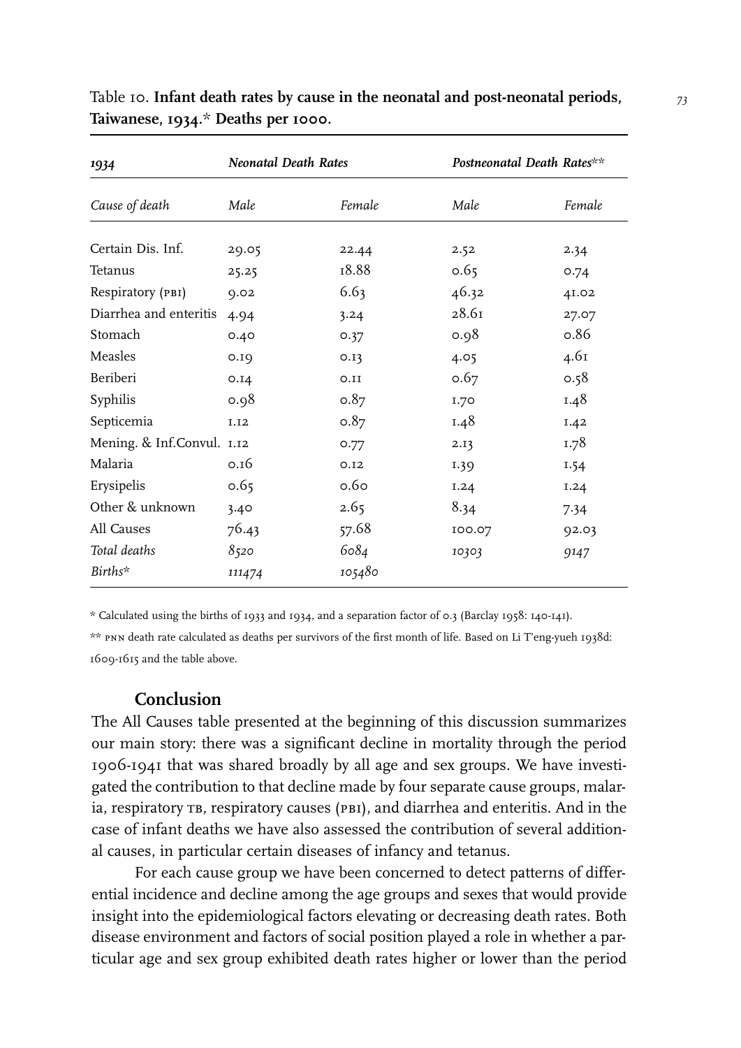Table 10. **Infant death rates by cause in the neonatal and post-neonatal periods, Taiwanese, 1934.* Deaths per 1000.**

| *1934* | *Neonatal Death Rates* | | *Postneonatal Death Rates*** | |
|---|---|---|---|---|
| *Cause of death* | *Male* | *Female* | *Male* | *Female* |
| Certain Dis. Inf. | 29.05 | 22.44 | 2.52 | 2.34 |
| Tetanus | 25.25 | 18.88 | 0.65 | 0.74 |
| Respiratory (PBI) | 9.02 | 6.63 | 46.32 | 41.02 |
| Diarrhea and enteritis | 4.94 | 3.24 | 28.61 | 27.07 |
| Stomach | 0.40 | 0.37 | 0.98 | 0.86 |
| Measles | 0.19 | 0.13 | 4.05 | 4.61 |
| Beriberi | 0.14 | 0.11 | 0.67 | 0.58 |
| Syphilis | 0.98 | 0.87 | 1.70 | 1.48 |
| Septicemia | 1.12 | 0.87 | 1.48 | 1.42 |
| Mening. & Inf.Convul. | 1.12 | 0.77 | 2.13 | 1.78 |
| Malaria | 0.16 | 0.12 | 1.39 | 1.54 |
| Erysipelis | 0.65 | 0.60 | 1.24 | 1.24 |
| Other & unknown | 3.40 | 2.65 | 8.34 | 7.34 |
| All Causes | 76.43 | 57.68 | 100.07 | 92.03 |
| *Total deaths* | *8520* | *6084* | *10303* | *9147* |
| *Births** | *111474* | *105480* | | |

* Calculated using the births of 1933 and 1934, and a separation factor of 0.3 (Barclay 1958: 140-141).

** PNN death rate calculated as deaths per survivors of the first month of life. Based on Li T'eng-yueh 1938d: 1609-1615 and the table above.

## Conclusion

The All Causes table presented at the beginning of this discussion summarizes our main story: there was a significant decline in mortality through the period 1906-1941 that was shared broadly by all age and sex groups. We have investigated the contribution to that decline made by four separate cause groups, malaria, respiratory TB, respiratory causes (PBI), and diarrhea and enteritis. And in the case of infant deaths we have also assessed the contribution of several additional causes, in particular certain diseases of infancy and tetanus.

For each cause group we have been concerned to detect patterns of differential incidence and decline among the age groups and sexes that would provide insight into the epidemiological factors elevating or decreasing death rates. Both disease environment and factors of social position played a role in whether a particular age and sex group exhibited death rates higher or lower than the period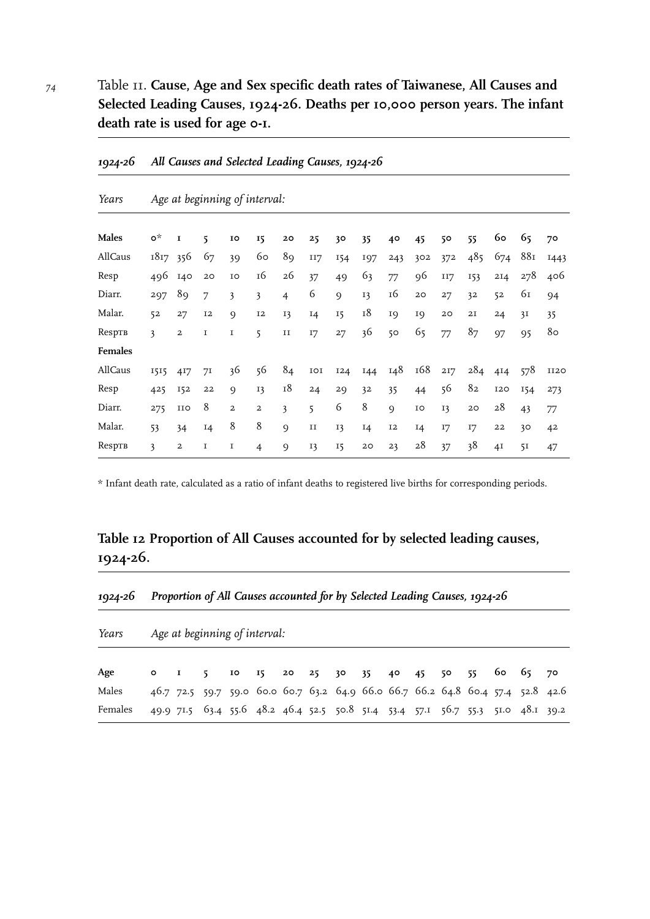Table 11. **Cause, Age and Sex specific death rates of Taiwanese, All Causes and Selected Leading Causes, 1924-26. Deaths per 10,000 person years. The infant death rate is used for age 0-1.**

| *1924-26* | *All Causes and Selected Leading Causes, 1924-26* | | | | | | | | | | | | | | | |
|---|---|---|---|---|---|---|---|---|---|---|---|---|---|---|---|---|
| *Years* | *Age at beginning of interval:* | | | | | | | | | | | | | | | |
| **Males** | **0*** | **1** | **5** | **10** | **15** | **20** | **25** | **30** | **35** | **40** | **45** | **50** | **55** | **60** | **65** | **70** |
| AllCaus | 1817 | 356 | 67 | 39 | 60 | 89 | 117 | 154 | 197 | 243 | 302 | 372 | 485 | 674 | 881 | 1443 |
| Resp | 496 | 140 | 20 | 10 | 16 | 26 | 37 | 49 | 63 | 77 | 96 | 117 | 153 | 214 | 278 | 406 |
| Diarr. | 297 | 89 | 7 | 3 | 3 | 4 | 6 | 9 | 13 | 16 | 20 | 27 | 32 | 52 | 61 | 94 |
| Malar. | 52 | 27 | 12 | 9 | 12 | 13 | 14 | 15 | 18 | 19 | 19 | 20 | 21 | 24 | 31 | 35 |
| RespTB | 3 | 2 | 1 | 1 | 5 | 11 | 17 | 27 | 36 | 50 | 65 | 77 | 87 | 97 | 95 | 80 |
| **Females** | | | | | | | | | | | | | | | | |
| AllCaus | 1515 | 417 | 71 | 36 | 56 | 84 | 101 | 124 | 144 | 148 | 168 | 217 | 284 | 414 | 578 | 1120 |
| Resp | 425 | 152 | 22 | 9 | 13 | 18 | 24 | 29 | 32 | 35 | 44 | 56 | 82 | 120 | 154 | 273 |
| Diarr. | 275 | 110 | 8 | 2 | 2 | 3 | 5 | 6 | 8 | 9 | 10 | 13 | 20 | 28 | 43 | 77 |
| Malar. | 53 | 34 | 14 | 8 | 8 | 9 | 11 | 13 | 14 | 12 | 14 | 17 | 17 | 22 | 30 | 42 |
| RespTB | 3 | 2 | 1 | 1 | 4 | 9 | 13 | 15 | 20 | 23 | 28 | 37 | 38 | 41 | 51 | 47 |

* Infant death rate, calculated as a ratio of infant deaths to registered live births for corresponding periods.

**Table 12 Proportion of All Causes accounted for by selected leading causes, 1924-26.**

| *1924-26* | *Proportion of All Causes accounted for by Selected Leading Causes, 1924-26* | | | | | | | | | | | | | | | |
|---|---|---|---|---|---|---|---|---|---|---|---|---|---|---|---|---|
| *Years* | *Age at beginning of interval:* | | | | | | | | | | | | | | | |
| **Age** | **0** | **1** | **5** | **10** | **15** | **20** | **25** | **30** | **35** | **40** | **45** | **50** | **55** | **60** | **65** | **70** |
| Males | 46.7 | 72.5 | 59.7 | 59.0 | 60.0 | 60.7 | 63.2 | 64.9 | 66.0 | 66.7 | 66.2 | 64.8 | 60.4 | 57.4 | 52.8 | 42.6 |
| Females | 49.9 | 71.5 | 63.4 | 55.6 | 48.2 | 46.4 | 52.5 | 50.8 | 51.4 | 53.4 | 57.1 | 56.7 | 55.3 | 51.0 | 48.1 | 39.2 |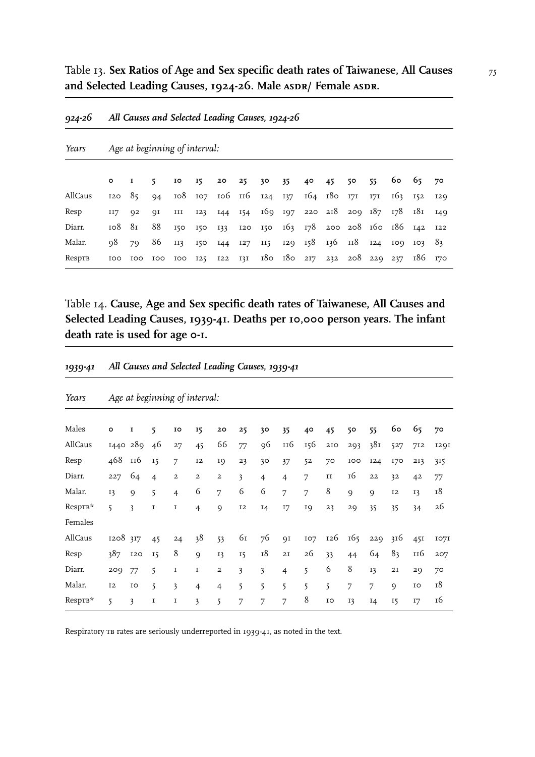Table 13. **Sex Ratios of Age and Sex specific death rates of Taiwanese, All Causes and Selected Leading Causes, 1924-26. Male ASDR/ Female ASDR.**

| *924-26* | *All Causes and Selected Leading Causes, 1924-26* | | | | | | | | | | | | | | | |
|---|---|---|---|---|---|---|---|---|---|---|---|---|---|---|---|---|
| *Years* | *Age at beginning of interval:* | | | | | | | | | | | | | | | |
| | **0** | **1** | **5** | **10** | **15** | **20** | **25** | **30** | **35** | **40** | **45** | **50** | **55** | **60** | **65** | **70** |
| AllCaus | 120 | 85 | 94 | 108 | 107 | 106 | 116 | 124 | 137 | 164 | 180 | 171 | 171 | 163 | 152 | 129 |
| Resp | 117 | 92 | 91 | 111 | 123 | 144 | 154 | 169 | 197 | 220 | 218 | 209 | 187 | 178 | 181 | 149 |
| Diarr. | 108 | 81 | 88 | 150 | 150 | 133 | 120 | 150 | 163 | 178 | 200 | 208 | 160 | 186 | 142 | 122 |
| Malar. | 98 | 79 | 86 | 113 | 150 | 144 | 127 | 115 | 129 | 158 | 136 | 118 | 124 | 109 | 103 | 83 |
| RespTB | 100 | 100 | 100 | 100 | 125 | 122 | 131 | 180 | 180 | 217 | 232 | 208 | 229 | 237 | 186 | 170 |

Table 14. **Cause, Age and Sex specific death rates of Taiwanese, All Causes and Selected Leading Causes, 1939-41. Deaths per 10,000 person years. The infant death rate is used for age 0-1.**

| *1939-41* | *All Causes and Selected Leading Causes, 1939-41* | | | | | | | | | | | | | | | |
|---|---|---|---|---|---|---|---|---|---|---|---|---|---|---|---|---|
| *Years* | *Age at beginning of interval:* | | | | | | | | | | | | | | | |
| Males | **0** | **1** | **5** | **10** | **15** | **20** | **25** | **30** | **35** | **40** | **45** | **50** | **55** | **60** | **65** | **70** |
| AllCaus | 1440 | 289 | 46 | 27 | 45 | 66 | 77 | 96 | 116 | 156 | 210 | 293 | 381 | 527 | 712 | 1291 |
| Resp | 468 | 116 | 15 | 7 | 12 | 19 | 23 | 30 | 37 | 52 | 70 | 100 | 124 | 170 | 213 | 315 |
| Diarr. | 227 | 64 | 4 | 2 | 2 | 2 | 3 | 4 | 4 | 7 | 11 | 16 | 22 | 32 | 42 | 77 |
| Malar. | 13 | 9 | 5 | 4 | 6 | 7 | 6 | 6 | 7 | 7 | 8 | 9 | 9 | 12 | 13 | 18 |
| RespTB* | 5 | 3 | 1 | 1 | 4 | 9 | 12 | 14 | 17 | 19 | 23 | 29 | 35 | 35 | 34 | 26 |
| Females | | | | | | | | | | | | | | | | |
| AllCaus | 1208 | 317 | 45 | 24 | 38 | 53 | 61 | 76 | 91 | 107 | 126 | 165 | 229 | 316 | 451 | 1071 |
| Resp | 387 | 120 | 15 | 8 | 9 | 13 | 15 | 18 | 21 | 26 | 33 | 44 | 64 | 83 | 116 | 207 |
| Diarr. | 209 | 77 | 5 | 1 | 1 | 2 | 3 | 3 | 4 | 5 | 6 | 8 | 13 | 21 | 29 | 70 |
| Malar. | 12 | 10 | 5 | 3 | 4 | 4 | 5 | 5 | 5 | 5 | 5 | 7 | 7 | 9 | 10 | 18 |
| RespTB* | 5 | 3 | 1 | 1 | 3 | 5 | 7 | 7 | 7 | 8 | 10 | 13 | 14 | 15 | 17 | 16 |

Respiratory TB rates are seriously underreported in 1939-41, as noted in the text.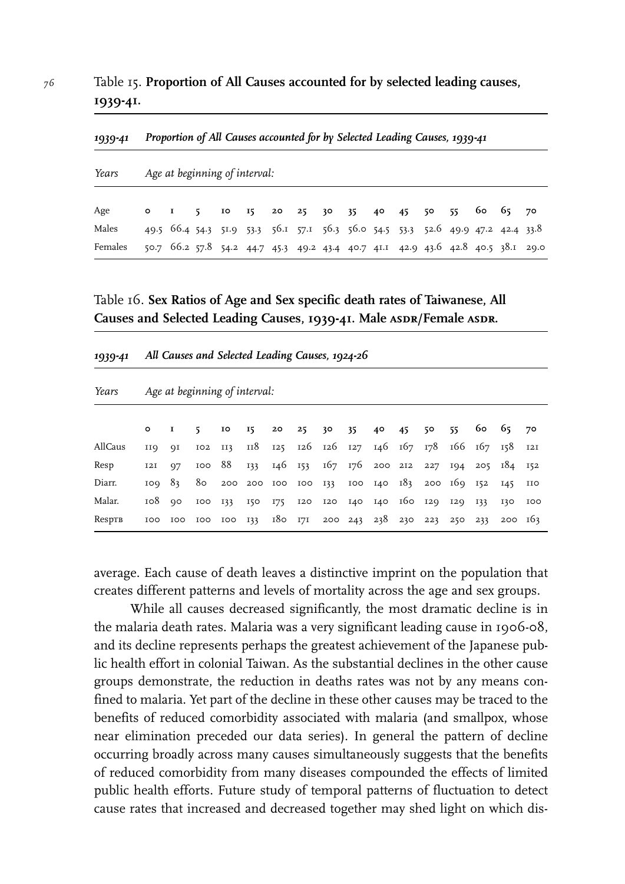Table 15. **Proportion of All Causes accounted for by selected leading causes, 1939-41.**

| *1939-41* | *Proportion of All Causes accounted for by Selected Leading Causes, 1939-41* | | | | | | | | | | | | | | | |
|---|---|---|---|---|---|---|---|---|---|---|---|---|---|---|---|---|
| *Years* | *Age at beginning of interval:* | | | | | | | | | | | | | | | |
| Age | 0 | 1 | 5 | 10 | 15 | 20 | 25 | 30 | 35 | 40 | 45 | 50 | 55 | 60 | 65 | 70 |
| Males | 49.5 | 66.4 | 54.3 | 51.9 | 53.3 | 56.1 | 57.1 | 56.3 | 56.0 | 54.5 | 53.3 | 52.6 | 49.9 | 47.2 | 42.4 | 33.8 |
| Females | 50.7 | 66.2 | 57.8 | 54.2 | 44.7 | 45.3 | 49.2 | 43.4 | 40.7 | 41.1 | 42.9 | 43.6 | 42.8 | 40.5 | 38.1 | 29.0 |

Table 16. **Sex Ratios of Age and Sex specific death rates of Taiwanese, All Causes and Selected Leading Causes, 1939-41. Male ASDR/Female ASDR.**

| *1939-41* | *All Causes and Selected Leading Causes, 1924-26* | | | | | | | | | | | | | | | |
|---|---|---|---|---|---|---|---|---|---|---|---|---|---|---|---|---|
| *Years* | *Age at beginning of interval:* | | | | | | | | | | | | | | | |
| | 0 | 1 | 5 | 10 | 15 | 20 | 25 | 30 | 35 | 40 | 45 | 50 | 55 | 60 | 65 | 70 |
| AllCaus | 119 | 91 | 102 | 113 | 118 | 125 | 126 | 126 | 127 | 146 | 167 | 178 | 166 | 167 | 158 | 121 |
| Resp | 121 | 97 | 100 | 88 | 133 | 146 | 153 | 167 | 176 | 200 | 212 | 227 | 194 | 205 | 184 | 152 |
| Diarr. | 109 | 83 | 80 | 200 | 200 | 100 | 100 | 133 | 100 | 140 | 183 | 200 | 169 | 152 | 145 | 110 |
| Malar. | 108 | 90 | 100 | 133 | 150 | 175 | 120 | 120 | 140 | 140 | 160 | 129 | 129 | 133 | 130 | 100 |
| RespTB | 100 | 100 | 100 | 100 | 133 | 180 | 171 | 200 | 243 | 238 | 230 | 223 | 250 | 233 | 200 | 163 |

average. Each cause of death leaves a distinctive imprint on the population that creates different patterns and levels of mortality across the age and sex groups.

While all causes decreased significantly, the most dramatic decline is in the malaria death rates. Malaria was a very significant leading cause in 1906-08, and its decline represents perhaps the greatest achievement of the Japanese public health effort in colonial Taiwan. As the substantial declines in the other cause groups demonstrate, the reduction in deaths rates was not by any means confined to malaria. Yet part of the decline in these other causes may be traced to the benefits of reduced comorbidity associated with malaria (and smallpox, whose near elimination preceded our data series). In general the pattern of decline occurring broadly across many causes simultaneously suggests that the benefits of reduced comorbidity from many diseases compounded the effects of limited public health efforts. Future study of temporal patterns of fluctuation to detect cause rates that increased and decreased together may shed light on which dis-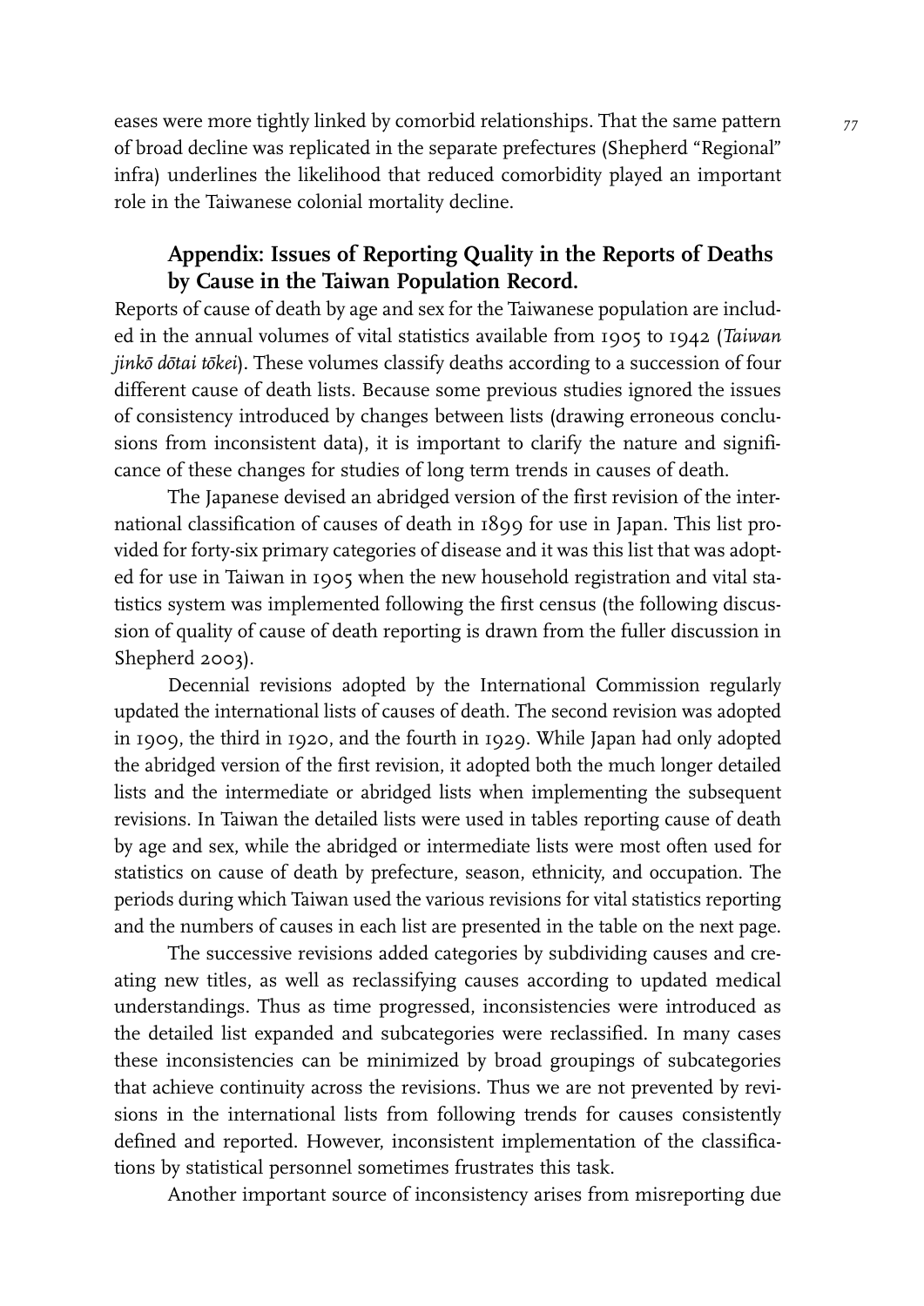eases were more tightly linked by comorbid relationships. That the same pattern of broad decline was replicated in the separate prefectures (Shepherd "Regional" infra) underlines the likelihood that reduced comorbidity played an important role in the Taiwanese colonial mortality decline.

## Appendix: Issues of Reporting Quality in the Reports of Deaths by Cause in the Taiwan Population Record.

Reports of cause of death by age and sex for the Taiwanese population are included in the annual volumes of vital statistics available from 1905 to 1942 (*Taiwan jinkō dōtai tōkei*). These volumes classify deaths according to a succession of four different cause of death lists. Because some previous studies ignored the issues of consistency introduced by changes between lists (drawing erroneous conclusions from inconsistent data), it is important to clarify the nature and significance of these changes for studies of long term trends in causes of death.

The Japanese devised an abridged version of the first revision of the international classification of causes of death in 1899 for use in Japan. This list provided for forty-six primary categories of disease and it was this list that was adopted for use in Taiwan in 1905 when the new household registration and vital statistics system was implemented following the first census (the following discussion of quality of cause of death reporting is drawn from the fuller discussion in Shepherd 2003).

Decennial revisions adopted by the International Commission regularly updated the international lists of causes of death. The second revision was adopted in 1909, the third in 1920, and the fourth in 1929. While Japan had only adopted the abridged version of the first revision, it adopted both the much longer detailed lists and the intermediate or abridged lists when implementing the subsequent revisions. In Taiwan the detailed lists were used in tables reporting cause of death by age and sex, while the abridged or intermediate lists were most often used for statistics on cause of death by prefecture, season, ethnicity, and occupation. The periods during which Taiwan used the various revisions for vital statistics reporting and the numbers of causes in each list are presented in the table on the next page.

The successive revisions added categories by subdividing causes and creating new titles, as well as reclassifying causes according to updated medical understandings. Thus as time progressed, inconsistencies were introduced as the detailed list expanded and subcategories were reclassified. In many cases these inconsistencies can be minimized by broad groupings of subcategories that achieve continuity across the revisions. Thus we are not prevented by revisions in the international lists from following trends for causes consistently defined and reported. However, inconsistent implementation of the classifications by statistical personnel sometimes frustrates this task.

Another important source of inconsistency arises from misreporting due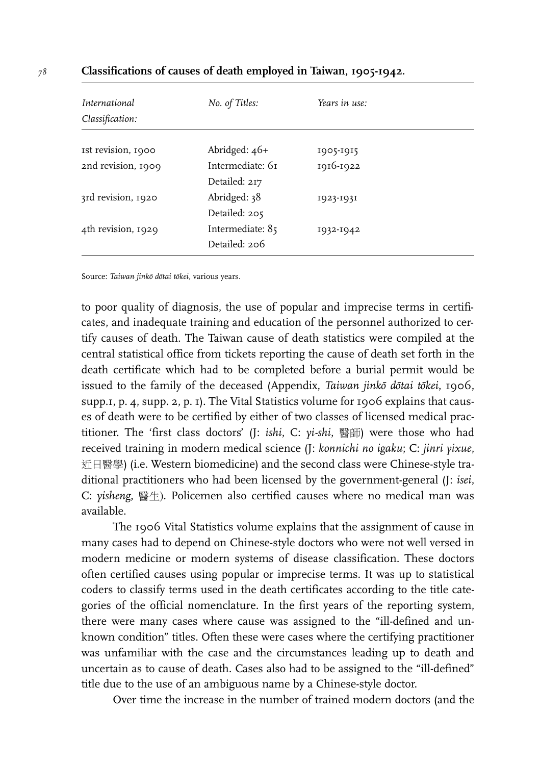**Classifications of causes of death employed in Taiwan, 1905-1942.**

| *International Classification:* | *No. of Titles:* | *Years in use:* |
|---|---|---|
| 1st revision, 1900 | Abridged: 46+ | 1905-1915 |
| 2nd revision, 1909 | Intermediate: 61<br>Detailed: 217 | 1916-1922 |
| 3rd revision, 1920 | Abridged: 38<br>Detailed: 205 | 1923-1931 |
| 4th revision, 1929 | Intermediate: 85<br>Detailed: 206 | 1932-1942 |

Source: *Taiwan jinkō dōtai tōkei*, various years.

to poor quality of diagnosis, the use of popular and imprecise terms in certificates, and inadequate training and education of the personnel authorized to certify causes of death. The Taiwan cause of death statistics were compiled at the central statistical office from tickets reporting the cause of death set forth in the death certificate which had to be completed before a burial permit would be issued to the family of the deceased (Appendix, *Taiwan jinkō dōtai tōkei*, 1906, supp.1, p. 4, supp. 2, p. 1). The Vital Statistics volume for 1906 explains that causes of death were to be certified by either of two classes of licensed medical practitioner. The 'first class doctors' (J: *ishi*, C: *yi-shi*, 醫師) were those who had received training in modern medical science (J: *konnichi no igaku;* C: *jinri yixue*, 近日醫學) (i.e. Western biomedicine) and the second class were Chinese-style traditional practitioners who had been licensed by the government-general (J: *isei*, C: *yisheng*, 醫生). Policemen also certified causes where no medical man was available.

The 1906 Vital Statistics volume explains that the assignment of cause in many cases had to depend on Chinese-style doctors who were not well versed in modern medicine or modern systems of disease classification. These doctors often certified causes using popular or imprecise terms. It was up to statistical coders to classify terms used in the death certificates according to the title categories of the official nomenclature. In the first years of the reporting system, there were many cases where cause was assigned to the "ill-defined and unknown condition" titles. Often these were cases where the certifying practitioner was unfamiliar with the case and the circumstances leading up to death and uncertain as to cause of death. Cases also had to be assigned to the "ill-defined" title due to the use of an ambiguous name by a Chinese-style doctor.

Over time the increase in the number of trained modern doctors (and the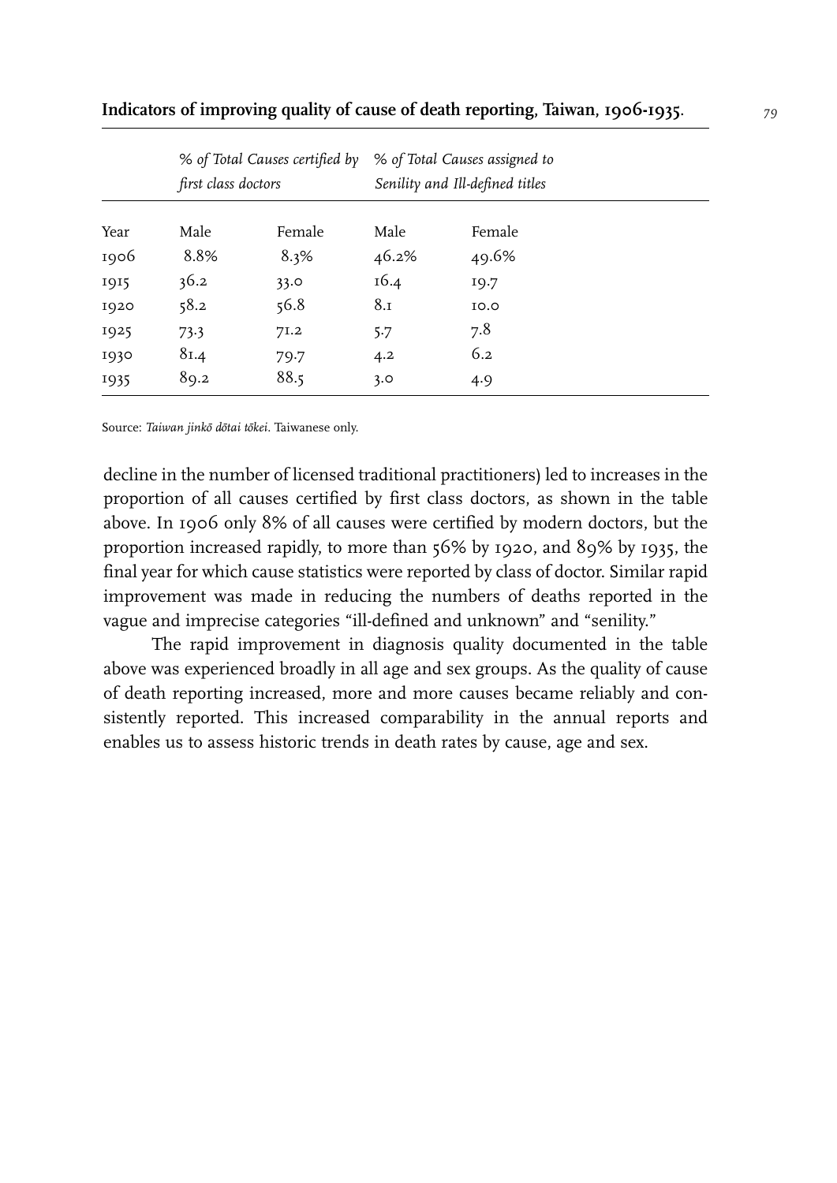**Indicators of improving quality of cause of death reporting, Taiwan, 1906-1935.**

| | *% of Total Causes certified by first class doctors* | | *% of Total Causes assigned to Senility and Ill-defined titles* | |
|---|---|---|---|---|
| Year | Male | Female | Male | Female |
| 1906 | 8.8% | 8.3% | 46.2% | 49.6% |
| 1915 | 36.2 | 33.0 | 16.4 | 19.7 |
| 1920 | 58.2 | 56.8 | 8.1 | 10.0 |
| 1925 | 73.3 | 71.2 | 5.7 | 7.8 |
| 1930 | 81.4 | 79.7 | 4.2 | 6.2 |
| 1935 | 89.2 | 88.5 | 3.0 | 4.9 |

Source: *Taiwan jinkō dōtai tōkei*. Taiwanese only.

decline in the number of licensed traditional practitioners) led to increases in the proportion of all causes certified by first class doctors, as shown in the table above. In 1906 only 8% of all causes were certified by modern doctors, but the proportion increased rapidly, to more than 56% by 1920, and 89% by 1935, the final year for which cause statistics were reported by class of doctor. Similar rapid improvement was made in reducing the numbers of deaths reported in the vague and imprecise categories "ill-defined and unknown" and "senility."

The rapid improvement in diagnosis quality documented in the table above was experienced broadly in all age and sex groups. As the quality of cause of death reporting increased, more and more causes became reliably and consistently reported. This increased comparability in the annual reports and enables us to assess historic trends in death rates by cause, age and sex.